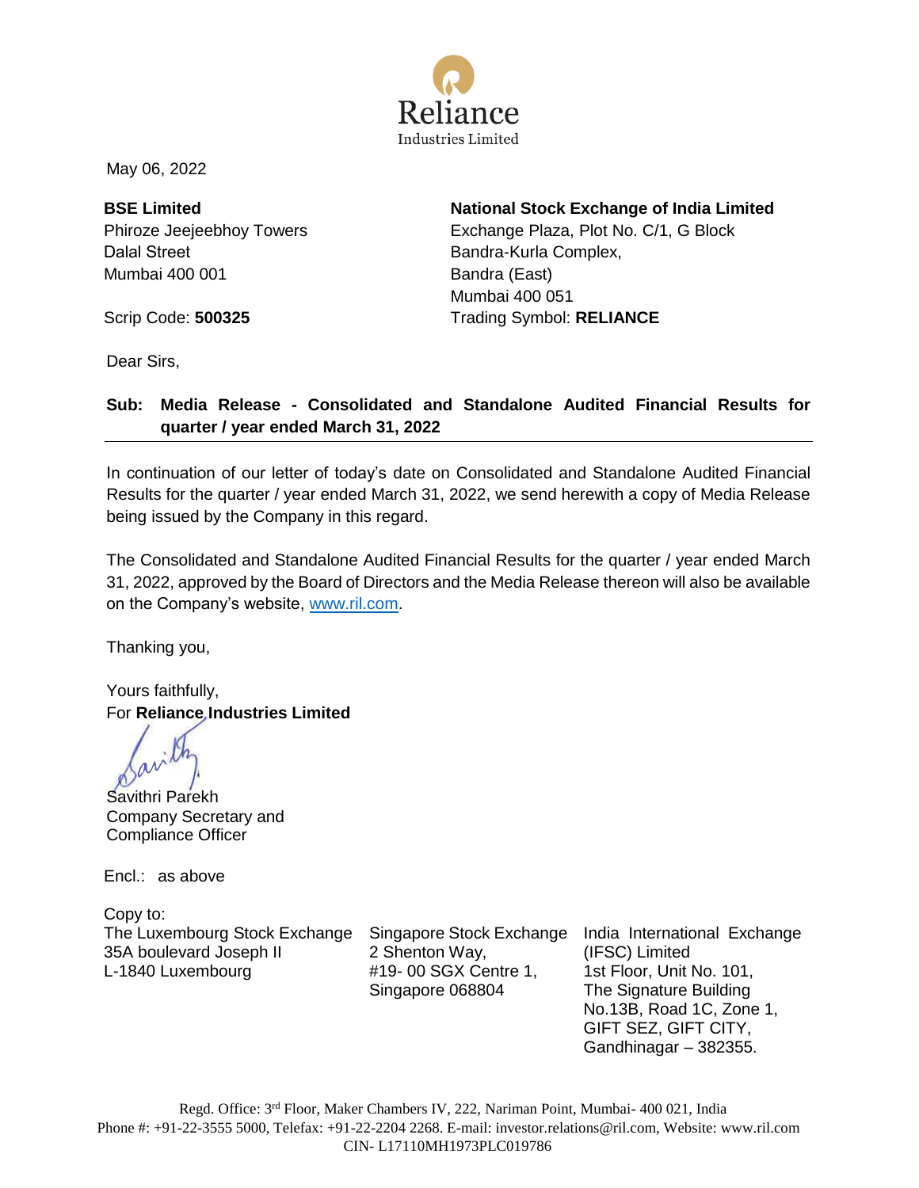Reliance
Industries Limited

May 06, 2022

**BSE Limited**
Phiroze Jeejeebhoy Towers
Dalal Street
Mumbai 400 001

Scrip Code: **500325**

**National Stock Exchange of India Limited**
Exchange Plaza, Plot No. C/1, G Block
Bandra-Kurla Complex,
Bandra (East)
Mumbai 400 051
Trading Symbol: **RELIANCE**

Dear Sirs,

**Sub: Media Release - Consolidated and Standalone Audited Financial Results for quarter / year ended March 31, 2022**

In continuation of our letter of today's date on Consolidated and Standalone Audited Financial Results for the quarter / year ended March 31, 2022, we send herewith a copy of Media Release being issued by the Company in this regard.

The Consolidated and Standalone Audited Financial Results for the quarter / year ended March 31, 2022, approved by the Board of Directors and the Media Release thereon will also be available on the Company's website, www.ril.com.

Thanking you,

Yours faithfully,
For **Reliance Industries Limited**

Savithri Parekh
Company Secretary and
Compliance Officer

Encl.: as above

Copy to:

The Luxembourg Stock Exchange
35A boulevard Joseph II
L-1840 Luxembourg

Singapore Stock Exchange
2 Shenton Way,
#19- 00 SGX Centre 1,
Singapore 068804

India International Exchange (IFSC) Limited
1st Floor, Unit No. 101,
The Signature Building
No.13B, Road 1C, Zone 1,
GIFT SEZ, GIFT CITY,
Gandhinagar – 382355.

Regd. Office: 3rd Floor, Maker Chambers IV, 222, Nariman Point, Mumbai- 400 021, India
Phone #: +91-22-3555 5000, Telefax: +91-22-2204 2268. E-mail: investor.relations@ril.com, Website: www.ril.com
CIN- L17110MH1973PLC019786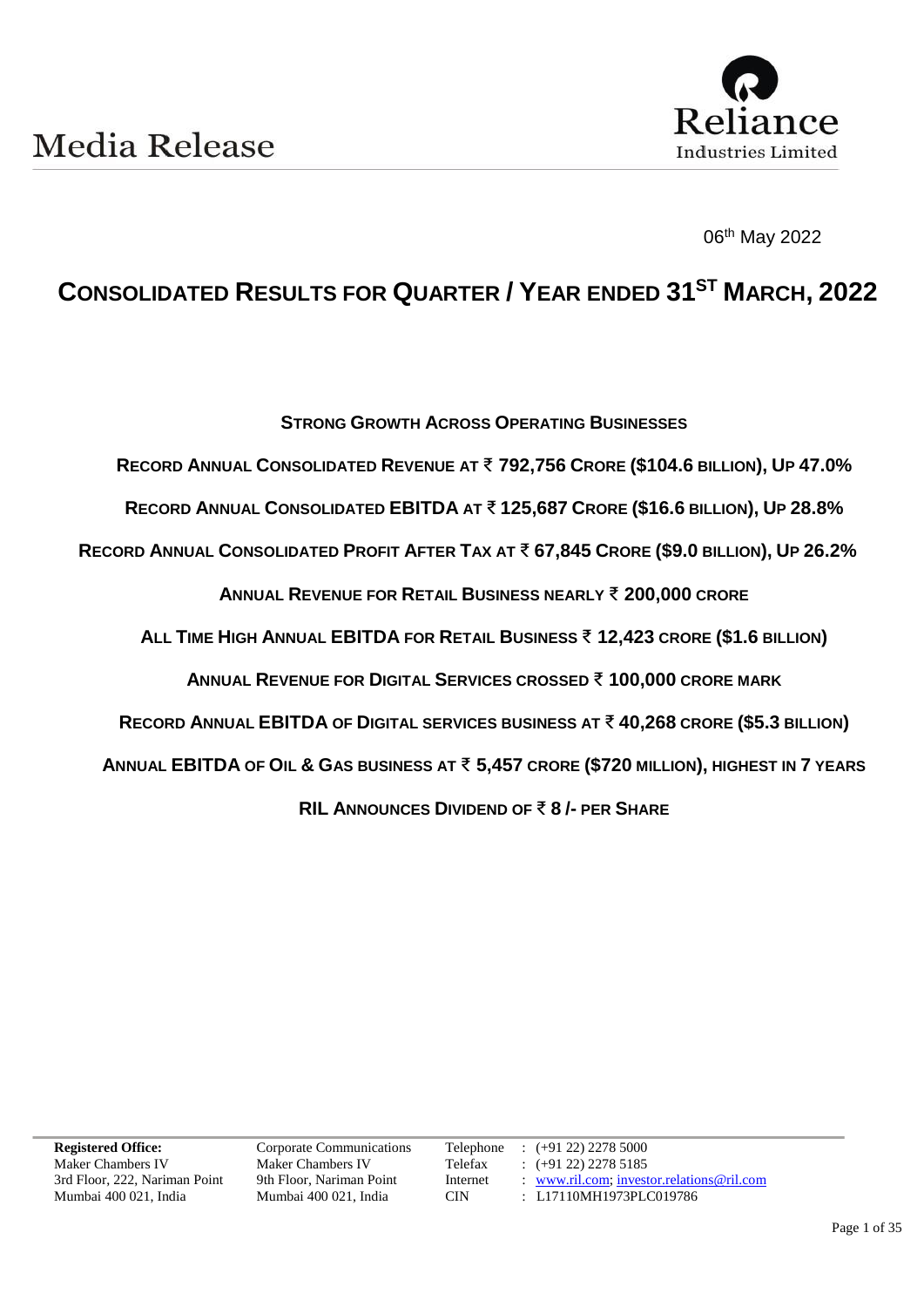# Media Release

06th May 2022

# CONSOLIDATED RESULTS FOR QUARTER / YEAR ENDED 31ST MARCH, 2022

**STRONG GROWTH ACROSS OPERATING BUSINESSES**

**RECORD ANNUAL CONSOLIDATED REVENUE AT ₹ 792,756 CRORE ($104.6 BILLION), UP 47.0%**

**RECORD ANNUAL CONSOLIDATED EBITDA AT ₹ 125,687 CRORE ($16.6 BILLION), UP 28.8%**

**RECORD ANNUAL CONSOLIDATED PROFIT AFTER TAX AT ₹ 67,845 CRORE ($9.0 BILLION), UP 26.2%**

**ANNUAL REVENUE FOR RETAIL BUSINESS NEARLY ₹ 200,000 CRORE**

**ALL TIME HIGH ANNUAL EBITDA FOR RETAIL BUSINESS ₹ 12,423 CRORE ($1.6 BILLION)**

**ANNUAL REVENUE FOR DIGITAL SERVICES CROSSED ₹ 100,000 CRORE MARK**

**RECORD ANNUAL EBITDA OF DIGITAL SERVICES BUSINESS AT ₹ 40,268 CRORE ($5.3 BILLION)**

**ANNUAL EBITDA OF OIL & GAS BUSINESS AT ₹ 5,457 CRORE ($720 MILLION), HIGHEST IN 7 YEARS**

**RIL ANNOUNCES DIVIDEND OF ₹ 8 /- PER SHARE**

| Registered Office: | Corporate Communications | Telephone | : (+91 22) 2278 5000 |
|---|---|---|---|
| Maker Chambers IV | Maker Chambers IV | Telefax | : (+91 22) 2278 5185 |
| 3rd Floor, 222, Nariman Point | 9th Floor, Nariman Point | Internet | : www.ril.com; investor.relations@ril.com |
| Mumbai 400 021, India | Mumbai 400 021, India | CIN | : L17110MH1973PLC019786 |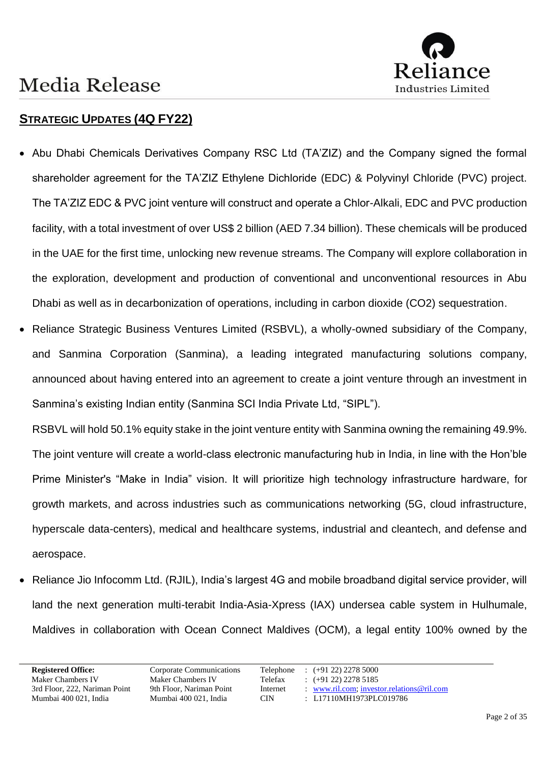## STRATEGIC UPDATES (4Q FY22)

- Abu Dhabi Chemicals Derivatives Company RSC Ltd (TA'ZIZ) and the Company signed the formal shareholder agreement for the TA'ZIZ Ethylene Dichloride (EDC) & Polyvinyl Chloride (PVC) project. The TA'ZIZ EDC & PVC joint venture will construct and operate a Chlor-Alkali, EDC and PVC production facility, with a total investment of over US$ 2 billion (AED 7.34 billion). These chemicals will be produced in the UAE for the first time, unlocking new revenue streams. The Company will explore collaboration in the exploration, development and production of conventional and unconventional resources in Abu Dhabi as well as in decarbonization of operations, including in carbon dioxide ($CO_2$) sequestration.
- Reliance Strategic Business Ventures Limited (RSBVL), a wholly-owned subsidiary of the Company, and Sanmina Corporation (Sanmina), a leading integrated manufacturing solutions company, announced about having entered into an agreement to create a joint venture through an investment in Sanmina's existing Indian entity (Sanmina SCI India Private Ltd, "SIPL").

  RSBVL will hold 50.1% equity stake in the joint venture entity with Sanmina owning the remaining 49.9%. The joint venture will create a world-class electronic manufacturing hub in India, in line with the Hon'ble Prime Minister's "Make in India" vision. It will prioritize high technology infrastructure hardware, for growth markets, and across industries such as communications networking (5G, cloud infrastructure, hyperscale data-centers), medical and healthcare systems, industrial and cleantech, and defense and aerospace.
- Reliance Jio Infocomm Ltd. (RJIL), India's largest 4G and mobile broadband digital service provider, will land the next generation multi-terabit India-Asia-Xpress (IAX) undersea cable system in Hulhumale, Maldives in collaboration with Ocean Connect Maldives (OCM), a legal entity 100% owned by the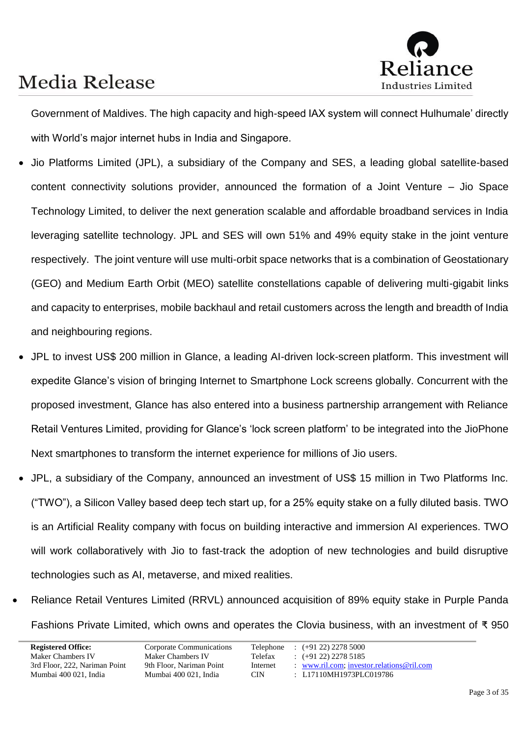Government of Maldives. The high capacity and high-speed IAX system will connect Hulhumale' directly with World's major internet hubs in India and Singapore.

- Jio Platforms Limited (JPL), a subsidiary of the Company and SES, a leading global satellite-based content connectivity solutions provider, announced the formation of a Joint Venture – Jio Space Technology Limited, to deliver the next generation scalable and affordable broadband services in India leveraging satellite technology. JPL and SES will own 51% and 49% equity stake in the joint venture respectively. The joint venture will use multi-orbit space networks that is a combination of Geostationary (GEO) and Medium Earth Orbit (MEO) satellite constellations capable of delivering multi-gigabit links and capacity to enterprises, mobile backhaul and retail customers across the length and breadth of India and neighbouring regions.
- JPL to invest US$ 200 million in Glance, a leading AI-driven lock-screen platform. This investment will expedite Glance's vision of bringing Internet to Smartphone Lock screens globally. Concurrent with the proposed investment, Glance has also entered into a business partnership arrangement with Reliance Retail Ventures Limited, providing for Glance's 'lock screen platform' to be integrated into the JioPhone Next smartphones to transform the internet experience for millions of Jio users.
- JPL, a subsidiary of the Company, announced an investment of US$ 15 million in Two Platforms Inc. ("TWO"), a Silicon Valley based deep tech start up, for a 25% equity stake on a fully diluted basis. TWO is an Artificial Reality company with focus on building interactive and immersion AI experiences. TWO will work collaboratively with Jio to fast-track the adoption of new technologies and build disruptive technologies such as AI, metaverse, and mixed realities.
- Reliance Retail Ventures Limited (RRVL) announced acquisition of 89% equity stake in Purple Panda Fashions Private Limited, which owns and operates the Clovia business, with an investment of ₹ 950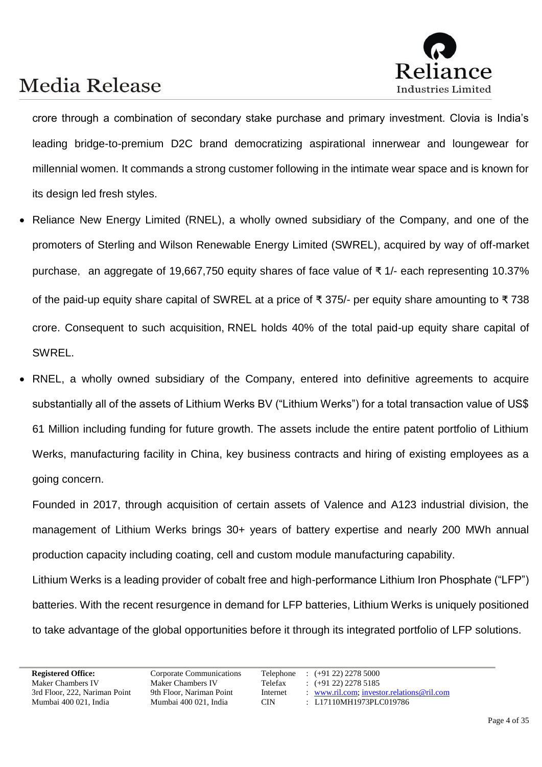crore through a combination of secondary stake purchase and primary investment. Clovia is India's leading bridge-to-premium D2C brand democratizing aspirational innerwear and loungewear for millennial women. It commands a strong customer following in the intimate wear space and is known for its design led fresh styles.

- Reliance New Energy Limited (RNEL), a wholly owned subsidiary of the Company, and one of the promoters of Sterling and Wilson Renewable Energy Limited (SWREL), acquired by way of off-market purchase, an aggregate of 19,667,750 equity shares of face value of ₹ 1/- each representing 10.37% of the paid-up equity share capital of SWREL at a price of ₹ 375/- per equity share amounting to ₹ 738 crore. Consequent to such acquisition, RNEL holds 40% of the total paid-up equity share capital of SWREL.
- RNEL, a wholly owned subsidiary of the Company, entered into definitive agreements to acquire substantially all of the assets of Lithium Werks BV ("Lithium Werks") for a total transaction value of US$ 61 Million including funding for future growth. The assets include the entire patent portfolio of Lithium Werks, manufacturing facility in China, key business contracts and hiring of existing employees as a going concern.

  Founded in 2017, through acquisition of certain assets of Valence and A123 industrial division, the management of Lithium Werks brings 30+ years of battery expertise and nearly 200 MWh annual production capacity including coating, cell and custom module manufacturing capability.

  Lithium Werks is a leading provider of cobalt free and high-performance Lithium Iron Phosphate ("LFP") batteries. With the recent resurgence in demand for LFP batteries, Lithium Werks is uniquely positioned to take advantage of the global opportunities before it through its integrated portfolio of LFP solutions.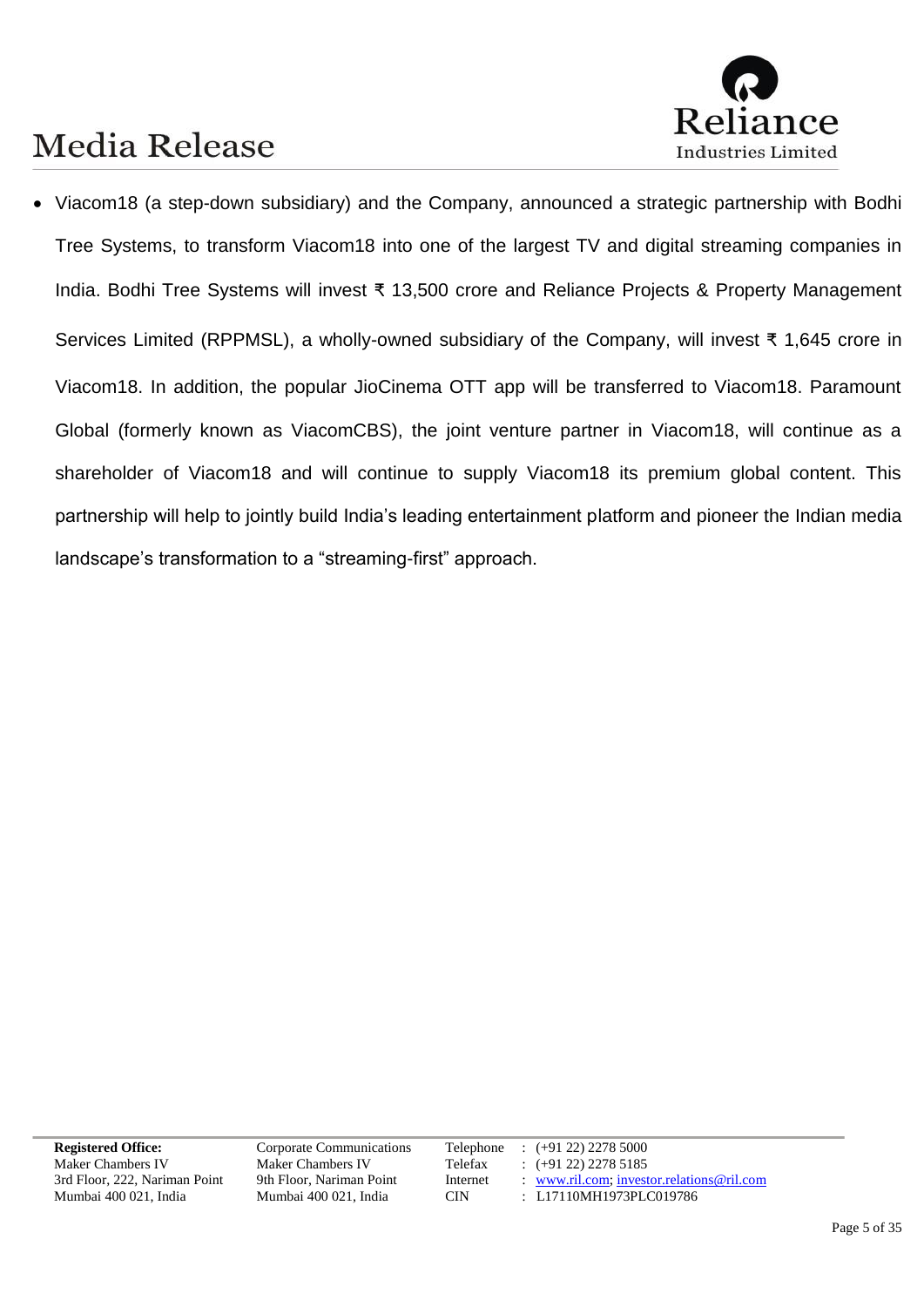- Viacom18 (a step-down subsidiary) and the Company, announced a strategic partnership with Bodhi Tree Systems, to transform Viacom18 into one of the largest TV and digital streaming companies in India. Bodhi Tree Systems will invest ₹ 13,500 crore and Reliance Projects & Property Management Services Limited (RPPMSL), a wholly-owned subsidiary of the Company, will invest ₹ 1,645 crore in Viacom18. In addition, the popular JioCinema OTT app will be transferred to Viacom18. Paramount Global (formerly known as ViacomCBS), the joint venture partner in Viacom18, will continue as a shareholder of Viacom18 and will continue to supply Viacom18 its premium global content. This partnership will help to jointly build India's leading entertainment platform and pioneer the Indian media landscape's transformation to a "streaming-first" approach.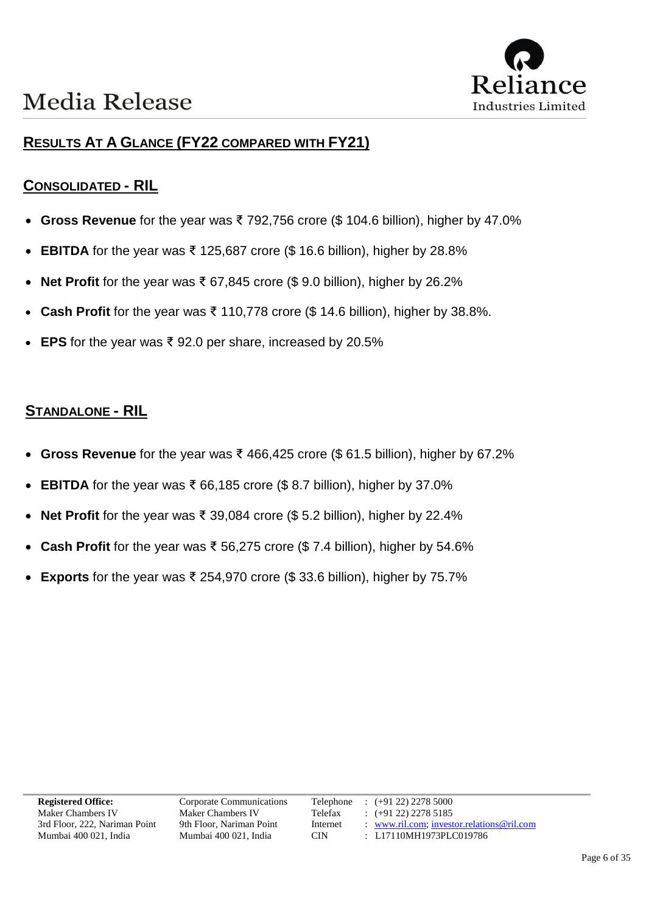Media Release

## RESULTS AT A GLANCE (FY22 COMPARED WITH FY21)

### CONSOLIDATED - RIL

- **Gross Revenue** for the year was ₹ 792,756 crore ($ 104.6 billion), higher by 47.0%
- **EBITDA** for the year was ₹ 125,687 crore ($ 16.6 billion), higher by 28.8%
- **Net Profit** for the year was ₹ 67,845 crore ($ 9.0 billion), higher by 26.2%
- **Cash Profit** for the year was ₹ 110,778 crore ($ 14.6 billion), higher by 38.8%.
- **EPS** for the year was ₹ 92.0 per share, increased by 20.5%

### STANDALONE - RIL

- **Gross Revenue** for the year was ₹ 466,425 crore ($ 61.5 billion), higher by 67.2%
- **EBITDA** for the year was ₹ 66,185 crore ($ 8.7 billion), higher by 37.0%
- **Net Profit** for the year was ₹ 39,084 crore ($ 5.2 billion), higher by 22.4%
- **Cash Profit** for the year was ₹ 56,275 crore ($ 7.4 billion), higher by 54.6%
- **Exports** for the year was ₹ 254,970 crore ($ 33.6 billion), higher by 75.7%

**Registered Office:**
Maker Chambers IV
3rd Floor, 222, Nariman Point
Mumbai 400 021, India

Corporate Communications
Maker Chambers IV
9th Floor, Nariman Point
Mumbai 400 021, India

Telephone : (+91 22) 2278 5000
Telefax : (+91 22) 2278 5185
Internet : www.ril.com; investor.relations@ril.com
CIN : L17110MH1973PLC019786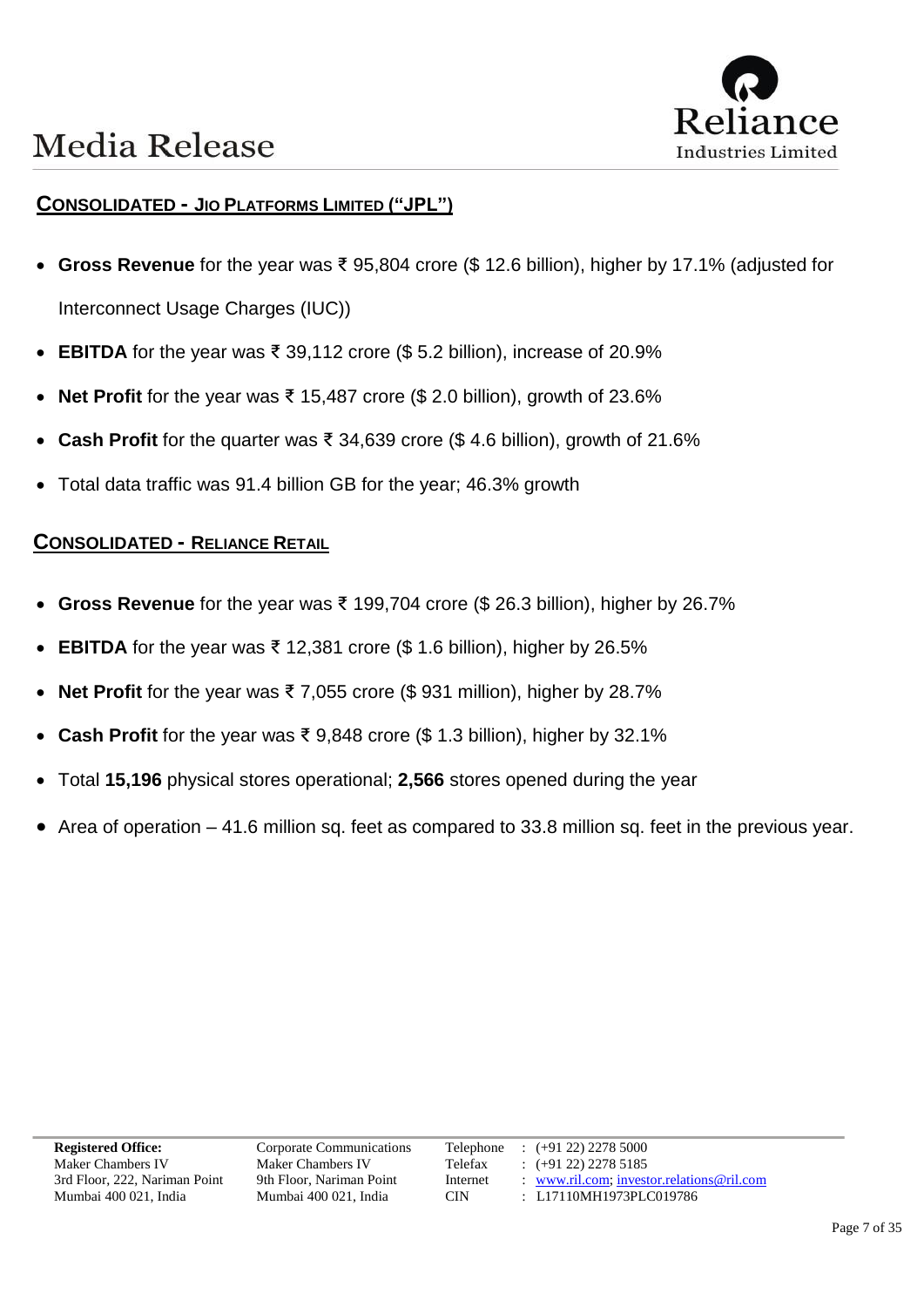## CONSOLIDATED - JIO PLATFORMS LIMITED ("JPL")

- **Gross Revenue** for the year was ₹ 95,804 crore ($ 12.6 billion), higher by 17.1% (adjusted for Interconnect Usage Charges (IUC))
- **EBITDA** for the year was ₹ 39,112 crore ($ 5.2 billion), increase of 20.9%
- **Net Profit** for the year was ₹ 15,487 crore ($ 2.0 billion), growth of 23.6%
- **Cash Profit** for the quarter was ₹ 34,639 crore ($ 4.6 billion), growth of 21.6%
- Total data traffic was 91.4 billion GB for the year; 46.3% growth

## CONSOLIDATED - RELIANCE RETAIL

- **Gross Revenue** for the year was ₹ 199,704 crore ($ 26.3 billion), higher by 26.7%
- **EBITDA** for the year was ₹ 12,381 crore ($ 1.6 billion), higher by 26.5%
- **Net Profit** for the year was ₹ 7,055 crore ($ 931 million), higher by 28.7%
- **Cash Profit** for the year was ₹ 9,848 crore ($ 1.3 billion), higher by 32.1%
- Total **15,196** physical stores operational; **2,566** stores opened during the year
- Area of operation – 41.6 million sq. feet as compared to 33.8 million sq. feet in the previous year.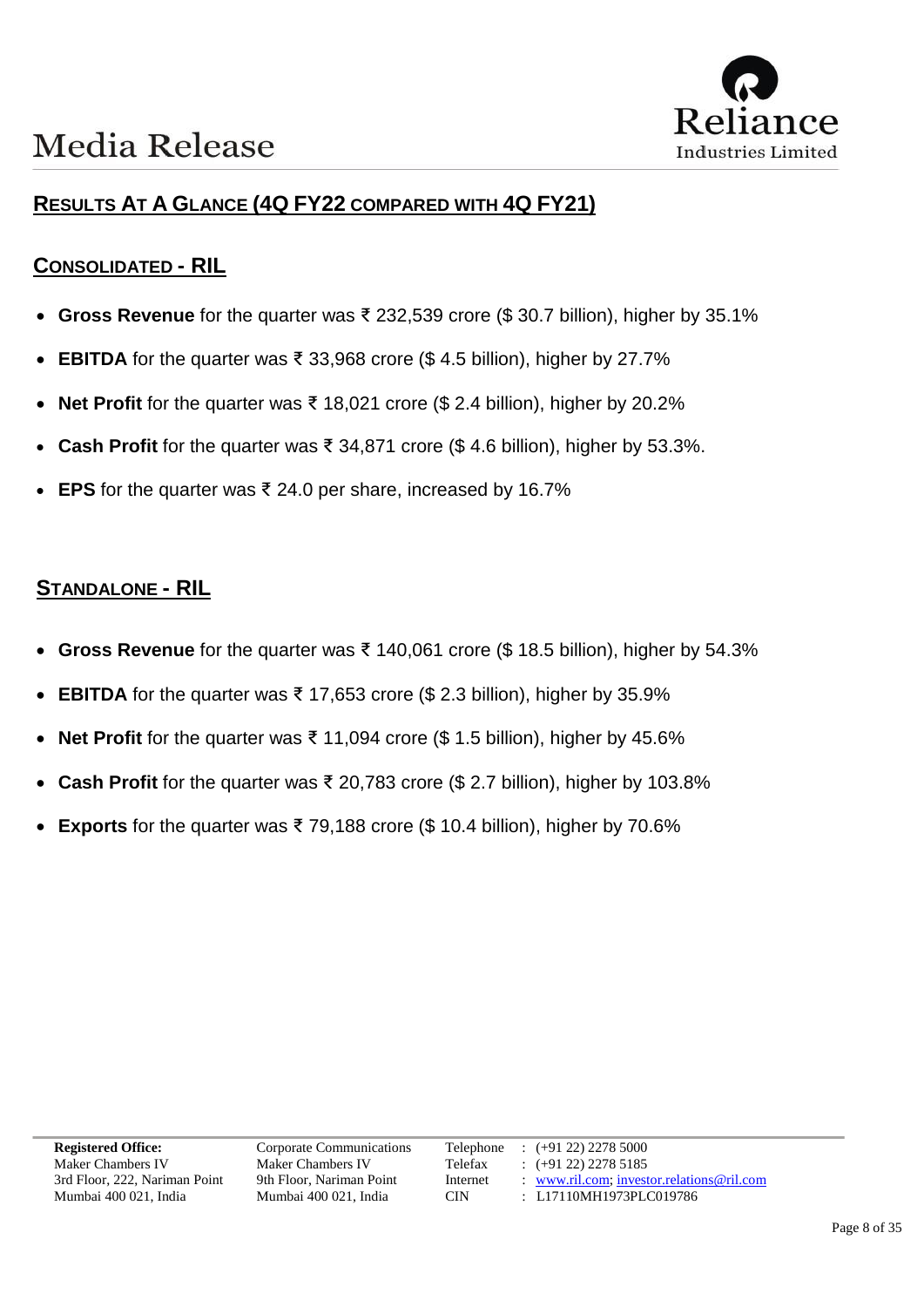## RESULTS AT A GLANCE (4Q FY22 COMPARED WITH 4Q FY21)

### CONSOLIDATED - RIL

- **Gross Revenue** for the quarter was ₹ 232,539 crore ($ 30.7 billion), higher by 35.1%
- **EBITDA** for the quarter was ₹ 33,968 crore ($ 4.5 billion), higher by 27.7%
- **Net Profit** for the quarter was ₹ 18,021 crore ($ 2.4 billion), higher by 20.2%
- **Cash Profit** for the quarter was ₹ 34,871 crore ($ 4.6 billion), higher by 53.3%.
- **EPS** for the quarter was ₹ 24.0 per share, increased by 16.7%

### STANDALONE - RIL

- **Gross Revenue** for the quarter was ₹ 140,061 crore ($ 18.5 billion), higher by 54.3%
- **EBITDA** for the quarter was ₹ 17,653 crore ($ 2.3 billion), higher by 35.9%
- **Net Profit** for the quarter was ₹ 11,094 crore ($ 1.5 billion), higher by 45.6%
- **Cash Profit** for the quarter was ₹ 20,783 crore ($ 2.7 billion), higher by 103.8%
- **Exports** for the quarter was ₹ 79,188 crore ($ 10.4 billion), higher by 70.6%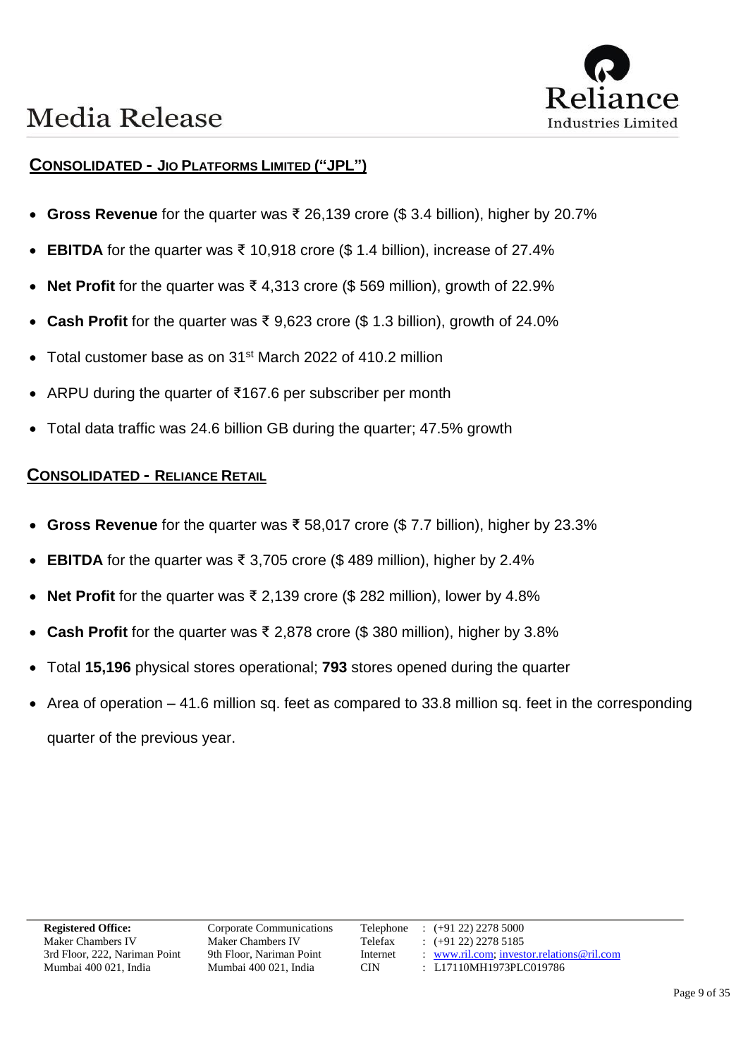## CONSOLIDATED - JIO PLATFORMS LIMITED ("JPL")

- **Gross Revenue** for the quarter was ₹ 26,139 crore ($ 3.4 billion), higher by 20.7%
- **EBITDA** for the quarter was ₹ 10,918 crore ($ 1.4 billion), increase of 27.4%
- **Net Profit** for the quarter was ₹ 4,313 crore ($ 569 million), growth of 22.9%
- **Cash Profit** for the quarter was ₹ 9,623 crore ($ 1.3 billion), growth of 24.0%
- Total customer base as on 31st March 2022 of 410.2 million
- ARPU during the quarter of ₹167.6 per subscriber per month
- Total data traffic was 24.6 billion GB during the quarter; 47.5% growth

## CONSOLIDATED - RELIANCE RETAIL

- **Gross Revenue** for the quarter was ₹ 58,017 crore ($ 7.7 billion), higher by 23.3%
- **EBITDA** for the quarter was ₹ 3,705 crore ($ 489 million), higher by 2.4%
- **Net Profit** for the quarter was ₹ 2,139 crore ($ 282 million), lower by 4.8%
- **Cash Profit** for the quarter was ₹ 2,878 crore ($ 380 million), higher by 3.8%
- Total **15,196** physical stores operational; **793** stores opened during the quarter
- Area of operation – 41.6 million sq. feet as compared to 33.8 million sq. feet in the corresponding quarter of the previous year.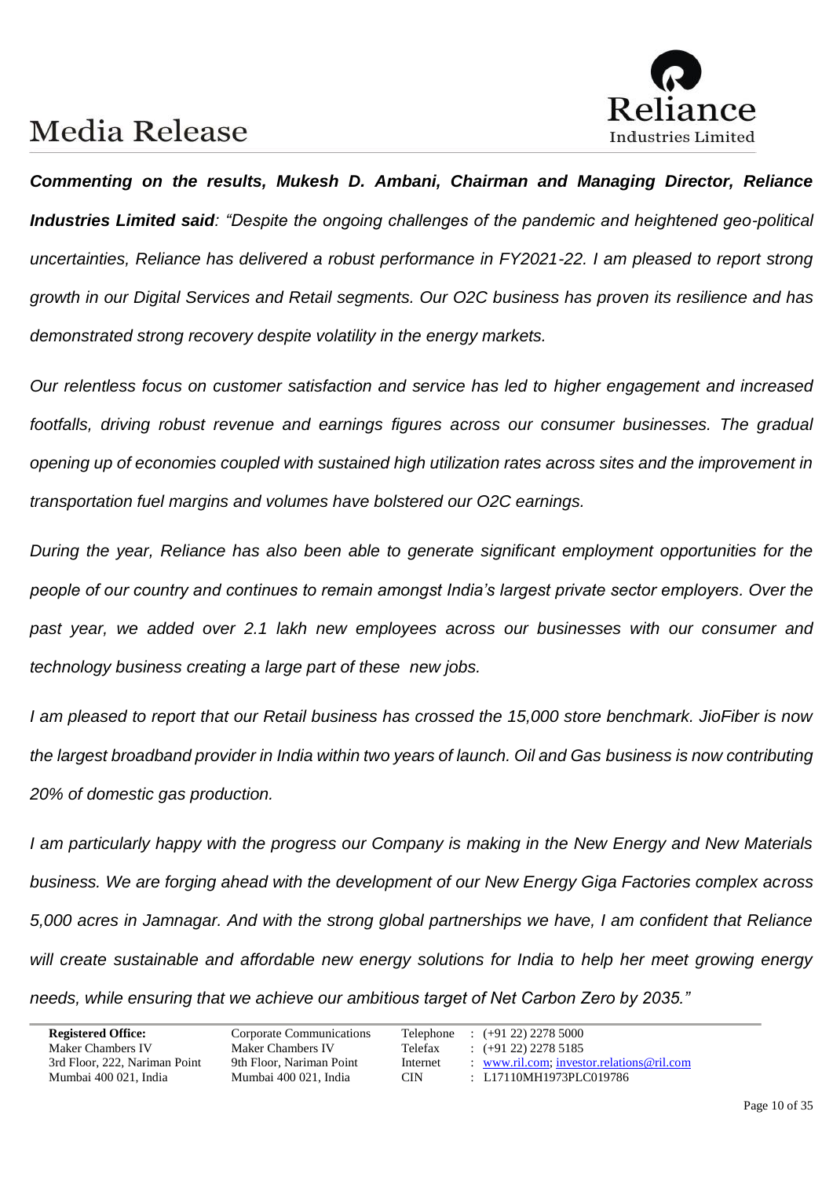***Commenting on the results, Mukesh D. Ambani, Chairman and Managing Director, Reliance Industries Limited said**: "Despite the ongoing challenges of the pandemic and heightened geo-political uncertainties, Reliance has delivered a robust performance in FY2021-22. I am pleased to report strong growth in our Digital Services and Retail segments. Our O2C business has proven its resilience and has demonstrated strong recovery despite volatility in the energy markets.*

*Our relentless focus on customer satisfaction and service has led to higher engagement and increased footfalls, driving robust revenue and earnings figures across our consumer businesses. The gradual opening up of economies coupled with sustained high utilization rates across sites and the improvement in transportation fuel margins and volumes have bolstered our O2C earnings.*

*During the year, Reliance has also been able to generate significant employment opportunities for the people of our country and continues to remain amongst India's largest private sector employers. Over the past year, we added over 2.1 lakh new employees across our businesses with our consumer and technology business creating a large part of these new jobs.*

*I am pleased to report that our Retail business has crossed the 15,000 store benchmark. JioFiber is now the largest broadband provider in India within two years of launch. Oil and Gas business is now contributing 20% of domestic gas production.*

*I am particularly happy with the progress our Company is making in the New Energy and New Materials business. We are forging ahead with the development of our New Energy Giga Factories complex across 5,000 acres in Jamnagar. And with the strong global partnerships we have, I am confident that Reliance will create sustainable and affordable new energy solutions for India to help her meet growing energy needs, while ensuring that we achieve our ambitious target of Net Carbon Zero by 2035."*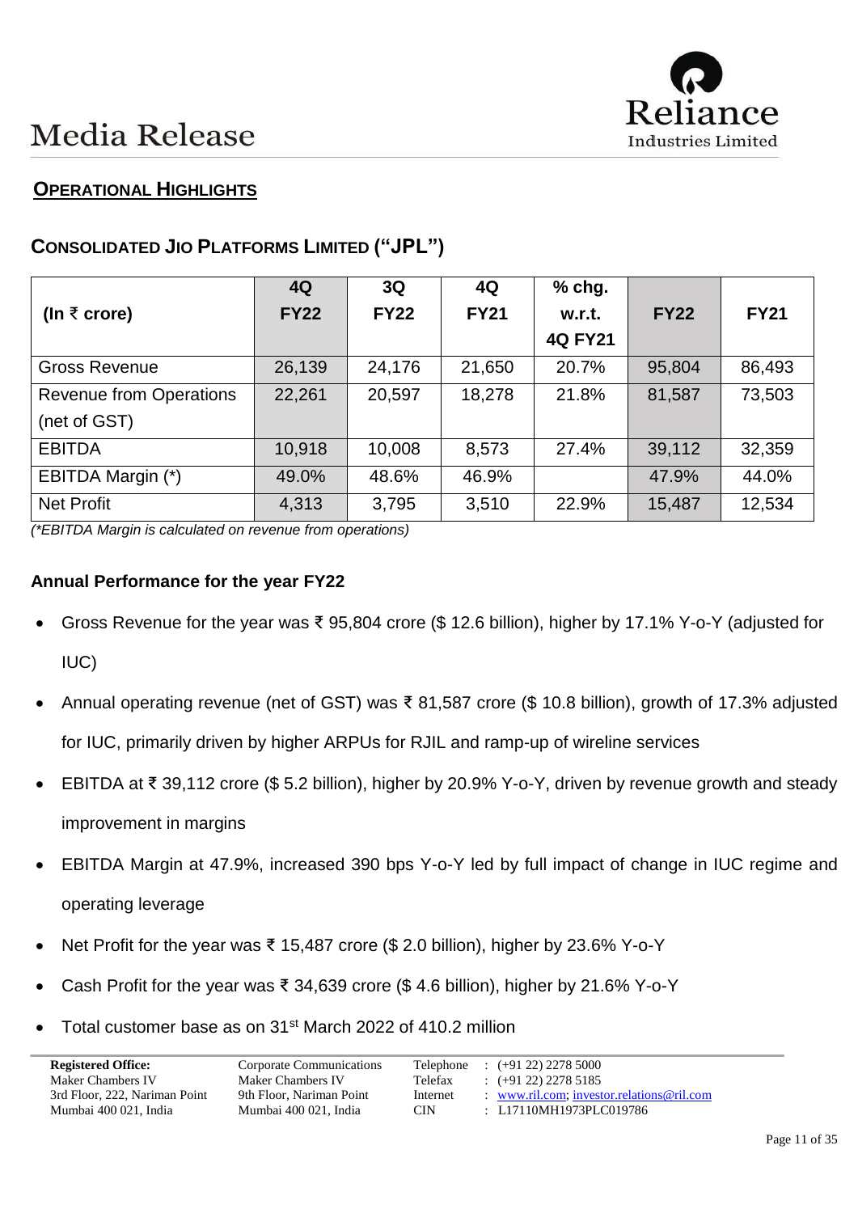# Media Release

## OPERATIONAL HIGHLIGHTS

## CONSOLIDATED JIO PLATFORMS LIMITED ("JPL")

| (In ₹ crore) | 4Q FY22 | 3Q FY22 | 4Q FY21 | % chg. w.r.t. 4Q FY21 | FY22 | FY21 |
|---|---|---|---|---|---|---|
| Gross Revenue | 26,139 | 24,176 | 21,650 | 20.7% | 95,804 | 86,493 |
| Revenue from Operations (net of GST) | 22,261 | 20,597 | 18,278 | 21.8% | 81,587 | 73,503 |
| EBITDA | 10,918 | 10,008 | 8,573 | 27.4% | 39,112 | 32,359 |
| EBITDA Margin (*) | 49.0% | 48.6% | 46.9% | | 47.9% | 44.0% |
| Net Profit | 4,313 | 3,795 | 3,510 | 22.9% | 15,487 | 12,534 |

*(*EBITDA Margin is calculated on revenue from operations)*

**Annual Performance for the year FY22**

- Gross Revenue for the year was ₹ 95,804 crore ($ 12.6 billion), higher by 17.1% Y-o-Y (adjusted for IUC)
- Annual operating revenue (net of GST) was ₹ 81,587 crore ($ 10.8 billion), growth of 17.3% adjusted for IUC, primarily driven by higher ARPUs for RJIL and ramp-up of wireline services
- EBITDA at ₹ 39,112 crore ($ 5.2 billion), higher by 20.9% Y-o-Y, driven by revenue growth and steady improvement in margins
- EBITDA Margin at 47.9%, increased 390 bps Y-o-Y led by full impact of change in IUC regime and operating leverage
- Net Profit for the year was ₹ 15,487 crore ($ 2.0 billion), higher by 23.6% Y-o-Y
- Cash Profit for the year was ₹ 34,639 crore ($ 4.6 billion), higher by 21.6% Y-o-Y
- Total customer base as on 31st March 2022 of 410.2 million

| Registered Office: | Corporate Communications | Telephone | : (+91 22) 2278 5000 |
|---|---|---|---|
| Maker Chambers IV | Maker Chambers IV | Telefax | : (+91 22) 2278 5185 |
| 3rd Floor, 222, Nariman Point | 9th Floor, Nariman Point | Internet | : www.ril.com; investor.relations@ril.com |
| Mumbai 400 021, India | Mumbai 400 021, India | CIN | : L17110MH1973PLC019786 |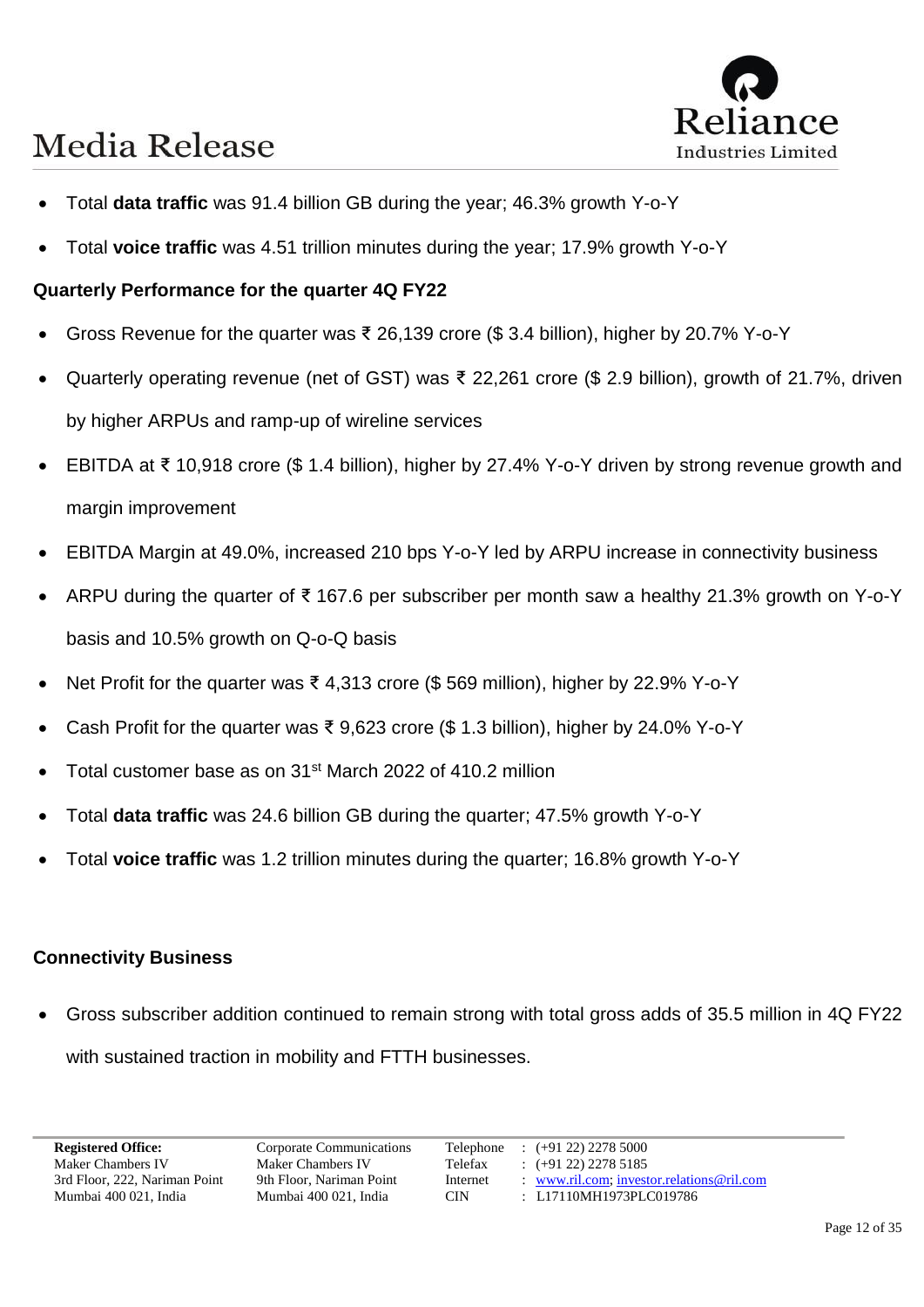- Total **data traffic** was 91.4 billion GB during the year; 46.3% growth Y-o-Y
- Total **voice traffic** was 4.51 trillion minutes during the year; 17.9% growth Y-o-Y

**Quarterly Performance for the quarter 4Q FY22**

- Gross Revenue for the quarter was ₹ 26,139 crore ($ 3.4 billion), higher by 20.7% Y-o-Y
- Quarterly operating revenue (net of GST) was ₹ 22,261 crore ($ 2.9 billion), growth of 21.7%, driven by higher ARPUs and ramp-up of wireline services
- EBITDA at ₹ 10,918 crore ($ 1.4 billion), higher by 27.4% Y-o-Y driven by strong revenue growth and margin improvement
- EBITDA Margin at 49.0%, increased 210 bps Y-o-Y led by ARPU increase in connectivity business
- ARPU during the quarter of ₹ 167.6 per subscriber per month saw a healthy 21.3% growth on Y-o-Y basis and 10.5% growth on Q-o-Q basis
- Net Profit for the quarter was ₹ 4,313 crore ($ 569 million), higher by 22.9% Y-o-Y
- Cash Profit for the quarter was ₹ 9,623 crore ($ 1.3 billion), higher by 24.0% Y-o-Y
- Total customer base as on 31st March 2022 of 410.2 million
- Total **data traffic** was 24.6 billion GB during the quarter; 47.5% growth Y-o-Y
- Total **voice traffic** was 1.2 trillion minutes during the quarter; 16.8% growth Y-o-Y

**Connectivity Business**

- Gross subscriber addition continued to remain strong with total gross adds of 35.5 million in 4Q FY22 with sustained traction in mobility and FTTH businesses.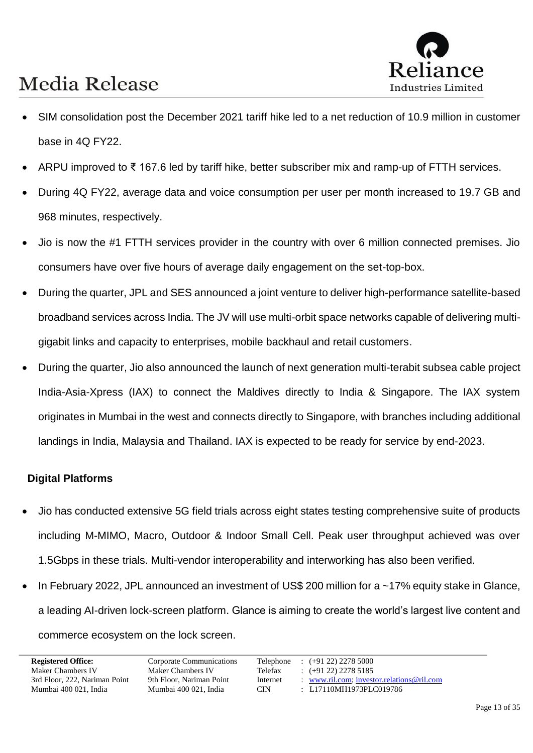- SIM consolidation post the December 2021 tariff hike led to a net reduction of 10.9 million in customer base in 4Q FY22.
- ARPU improved to ₹ 167.6 led by tariff hike, better subscriber mix and ramp-up of FTTH services.
- During 4Q FY22, average data and voice consumption per user per month increased to 19.7 GB and 968 minutes, respectively.
- Jio is now the #1 FTTH services provider in the country with over 6 million connected premises. Jio consumers have over five hours of average daily engagement on the set-top-box.
- During the quarter, JPL and SES announced a joint venture to deliver high-performance satellite-based broadband services across India. The JV will use multi-orbit space networks capable of delivering multi-gigabit links and capacity to enterprises, mobile backhaul and retail customers.
- During the quarter, Jio also announced the launch of next generation multi-terabit subsea cable project India-Asia-Xpress (IAX) to connect the Maldives directly to India & Singapore. The IAX system originates in Mumbai in the west and connects directly to Singapore, with branches including additional landings in India, Malaysia and Thailand. IAX is expected to be ready for service by end-2023.

**Digital Platforms**

- Jio has conducted extensive 5G field trials across eight states testing comprehensive suite of products including M-MIMO, Macro, Outdoor & Indoor Small Cell. Peak user throughput achieved was over 1.5Gbps in these trials. Multi-vendor interoperability and interworking has also been verified.
- In February 2022, JPL announced an investment of US$ 200 million for a ~17% equity stake in Glance, a leading AI-driven lock-screen platform. Glance is aiming to create the world's largest live content and commerce ecosystem on the lock screen.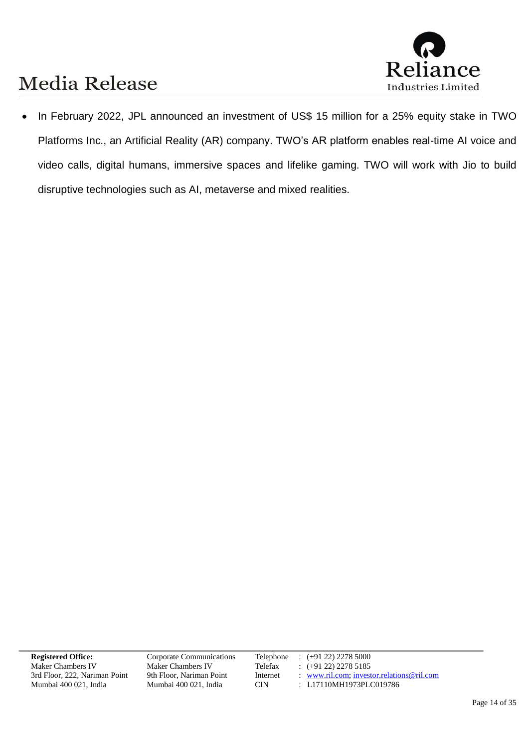- In February 2022, JPL announced an investment of US$ 15 million for a 25% equity stake in TWO Platforms Inc., an Artificial Reality (AR) company. TWO's AR platform enables real-time AI voice and video calls, digital humans, immersive spaces and lifelike gaming. TWO will work with Jio to build disruptive technologies such as AI, metaverse and mixed realities.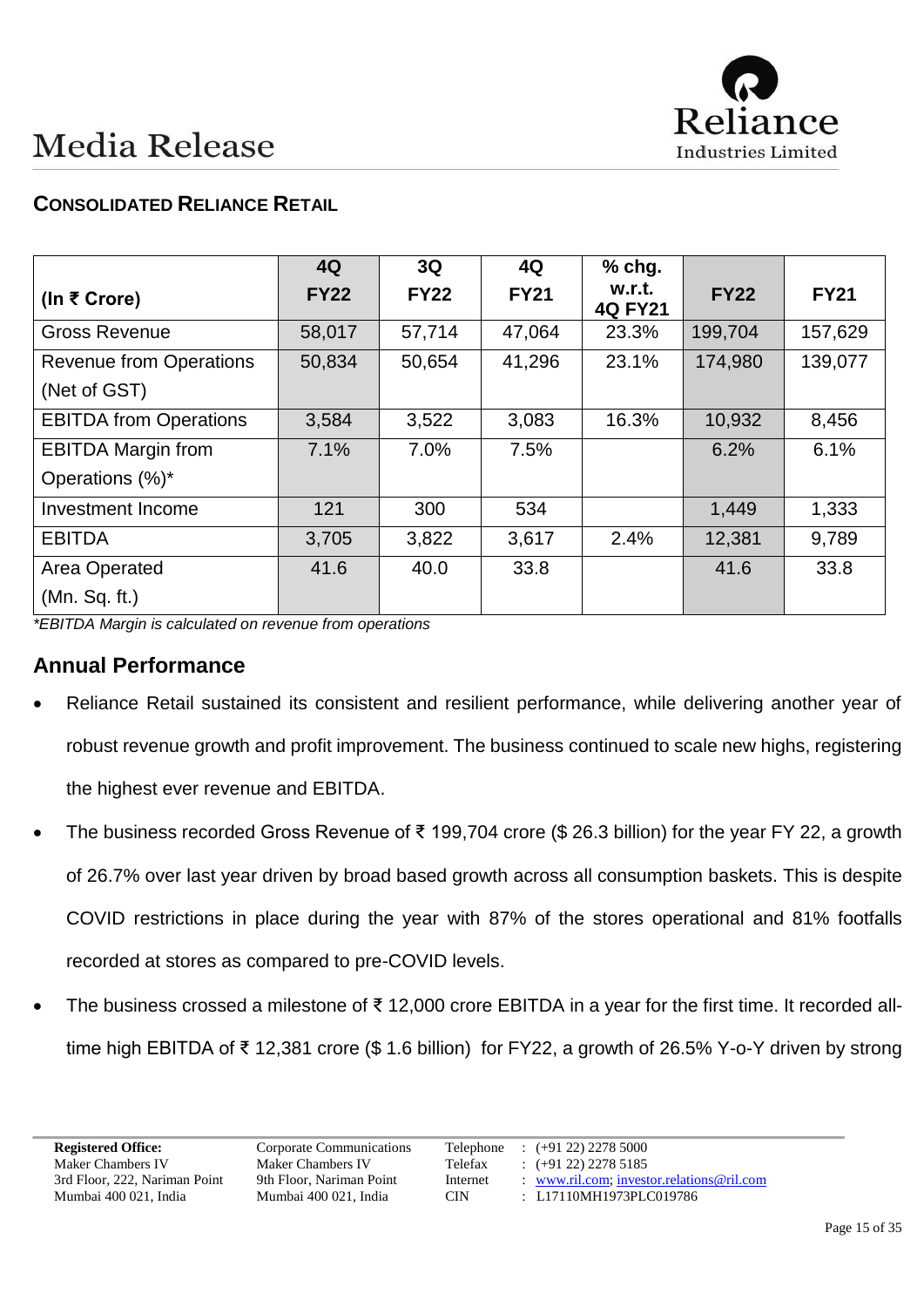## CONSOLIDATED RELIANCE RETAIL

| (In ₹ Crore) | 4Q FY22 | 3Q FY22 | 4Q FY21 | % chg. w.r.t. 4Q FY21 | FY22 | FY21 |
|---|---|---|---|---|---|---|
| Gross Revenue | 58,017 | 57,714 | 47,064 | 23.3% | 199,704 | 157,629 |
| Revenue from Operations (Net of GST) | 50,834 | 50,654 | 41,296 | 23.1% | 174,980 | 139,077 |
| EBITDA from Operations | 3,584 | 3,522 | 3,083 | 16.3% | 10,932 | 8,456 |
| EBITDA Margin from Operations (%)* | 7.1% | 7.0% | 7.5% | | 6.2% | 6.1% |
| Investment Income | 121 | 300 | 534 | | 1,449 | 1,333 |
| EBITDA | 3,705 | 3,822 | 3,617 | 2.4% | 12,381 | 9,789 |
| Area Operated (Mn. Sq. ft.) | 41.6 | 40.0 | 33.8 | | 41.6 | 33.8 |

*\*EBITDA Margin is calculated on revenue from operations*

## Annual Performance

- Reliance Retail sustained its consistent and resilient performance, while delivering another year of robust revenue growth and profit improvement. The business continued to scale new highs, registering the highest ever revenue and EBITDA.
- The business recorded Gross Revenue of ₹ 199,704 crore ($ 26.3 billion) for the year FY 22, a growth of 26.7% over last year driven by broad based growth across all consumption baskets. This is despite COVID restrictions in place during the year with 87% of the stores operational and 81% footfalls recorded at stores as compared to pre-COVID levels.
- The business crossed a milestone of ₹ 12,000 crore EBITDA in a year for the first time. It recorded all-time high EBITDA of ₹ 12,381 crore ($ 1.6 billion) for FY22, a growth of 26.5% Y-o-Y driven by strong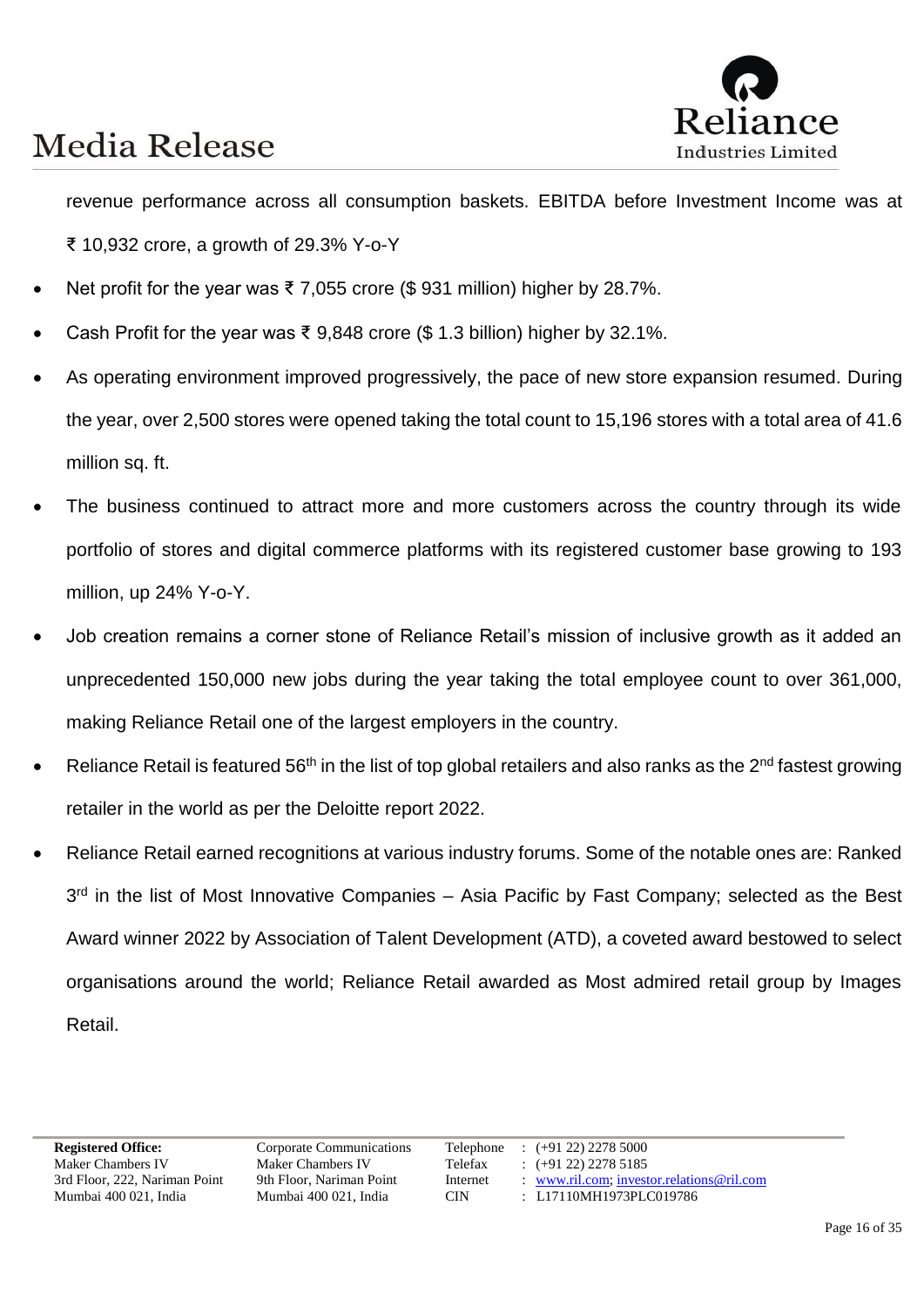revenue performance across all consumption baskets. EBITDA before Investment Income was at ₹ 10,932 crore, a growth of 29.3% Y-o-Y

- Net profit for the year was ₹ 7,055 crore ($ 931 million) higher by 28.7%.
- Cash Profit for the year was ₹ 9,848 crore ($ 1.3 billion) higher by 32.1%.
- As operating environment improved progressively, the pace of new store expansion resumed. During the year, over 2,500 stores were opened taking the total count to 15,196 stores with a total area of 41.6 million sq. ft.
- The business continued to attract more and more customers across the country through its wide portfolio of stores and digital commerce platforms with its registered customer base growing to 193 million, up 24% Y-o-Y.
- Job creation remains a corner stone of Reliance Retail's mission of inclusive growth as it added an unprecedented 150,000 new jobs during the year taking the total employee count to over 361,000, making Reliance Retail one of the largest employers in the country.
- Reliance Retail is featured 56th in the list of top global retailers and also ranks as the 2nd fastest growing retailer in the world as per the Deloitte report 2022.
- Reliance Retail earned recognitions at various industry forums. Some of the notable ones are: Ranked 3rd in the list of Most Innovative Companies – Asia Pacific by Fast Company; selected as the Best Award winner 2022 by Association of Talent Development (ATD), a coveted award bestowed to select organisations around the world; Reliance Retail awarded as Most admired retail group by Images Retail.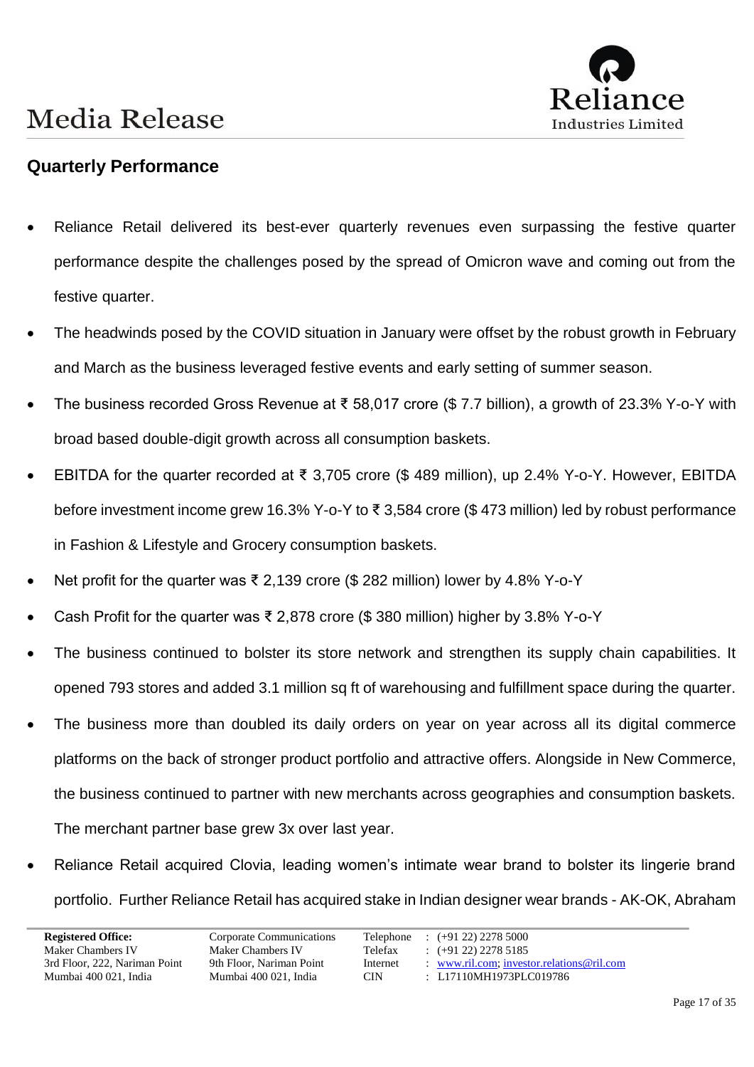## Quarterly Performance

- Reliance Retail delivered its best-ever quarterly revenues even surpassing the festive quarter performance despite the challenges posed by the spread of Omicron wave and coming out from the festive quarter.
- The headwinds posed by the COVID situation in January were offset by the robust growth in February and March as the business leveraged festive events and early setting of summer season.
- The business recorded Gross Revenue at ₹ 58,017 crore ($ 7.7 billion), a growth of 23.3% Y-o-Y with broad based double-digit growth across all consumption baskets.
- EBITDA for the quarter recorded at ₹ 3,705 crore ($ 489 million), up 2.4% Y-o-Y. However, EBITDA before investment income grew 16.3% Y-o-Y to ₹ 3,584 crore ($ 473 million) led by robust performance in Fashion & Lifestyle and Grocery consumption baskets.
- Net profit for the quarter was ₹ 2,139 crore ($ 282 million) lower by 4.8% Y-o-Y
- Cash Profit for the quarter was ₹ 2,878 crore ($ 380 million) higher by 3.8% Y-o-Y
- The business continued to bolster its store network and strengthen its supply chain capabilities. It opened 793 stores and added 3.1 million sq ft of warehousing and fulfillment space during the quarter.
- The business more than doubled its daily orders on year on year across all its digital commerce platforms on the back of stronger product portfolio and attractive offers. Alongside in New Commerce, the business continued to partner with new merchants across geographies and consumption baskets. The merchant partner base grew 3x over last year.
- Reliance Retail acquired Clovia, leading women's intimate wear brand to bolster its lingerie brand portfolio. Further Reliance Retail has acquired stake in Indian designer wear brands - AK-OK, Abraham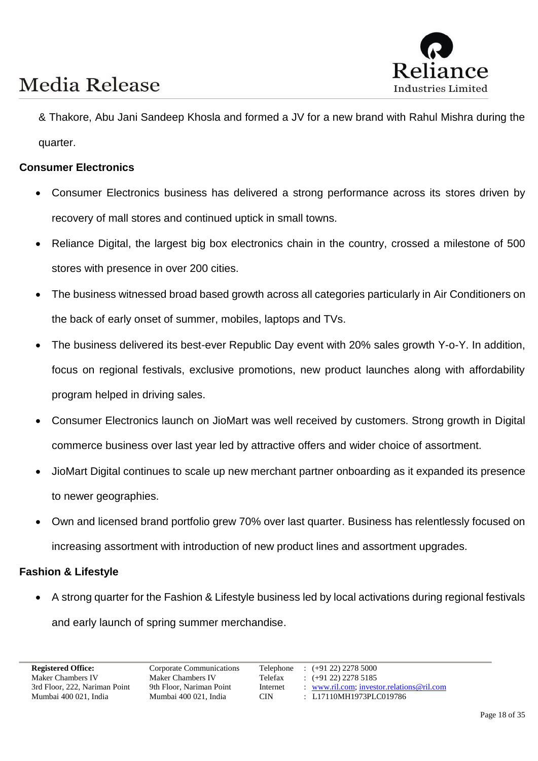& Thakore, Abu Jani Sandeep Khosla and formed a JV for a new brand with Rahul Mishra during the quarter.

**Consumer Electronics**

- Consumer Electronics business has delivered a strong performance across its stores driven by recovery of mall stores and continued uptick in small towns.
- Reliance Digital, the largest big box electronics chain in the country, crossed a milestone of 500 stores with presence in over 200 cities.
- The business witnessed broad based growth across all categories particularly in Air Conditioners on the back of early onset of summer, mobiles, laptops and TVs.
- The business delivered its best-ever Republic Day event with 20% sales growth Y-o-Y. In addition, focus on regional festivals, exclusive promotions, new product launches along with affordability program helped in driving sales.
- Consumer Electronics launch on JioMart was well received by customers. Strong growth in Digital commerce business over last year led by attractive offers and wider choice of assortment.
- JioMart Digital continues to scale up new merchant partner onboarding as it expanded its presence to newer geographies.
- Own and licensed brand portfolio grew 70% over last quarter. Business has relentlessly focused on increasing assortment with introduction of new product lines and assortment upgrades.

**Fashion & Lifestyle**

- A strong quarter for the Fashion & Lifestyle business led by local activations during regional festivals and early launch of spring summer merchandise.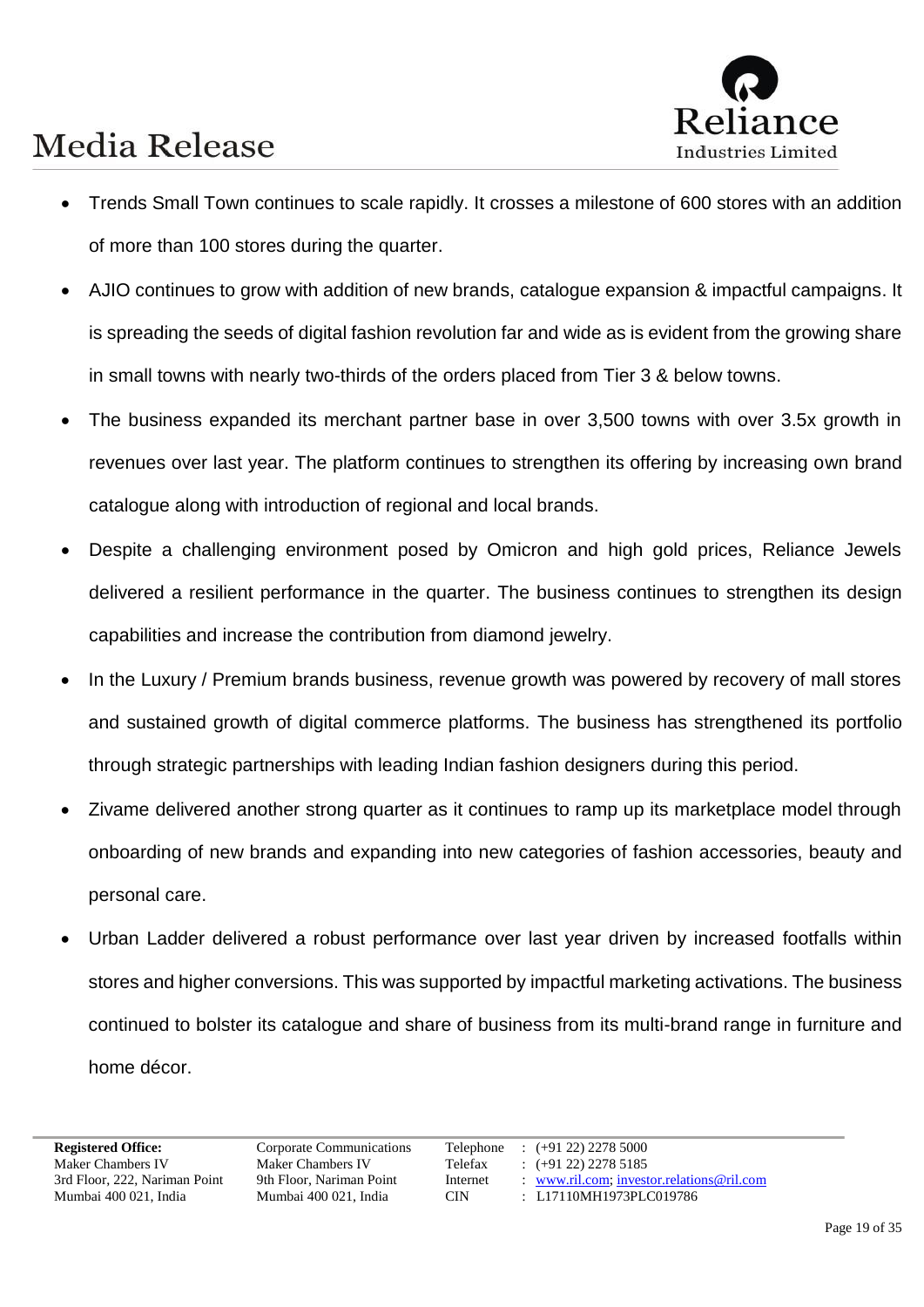- Trends Small Town continues to scale rapidly. It crosses a milestone of 600 stores with an addition of more than 100 stores during the quarter.
- AJIO continues to grow with addition of new brands, catalogue expansion & impactful campaigns. It is spreading the seeds of digital fashion revolution far and wide as is evident from the growing share in small towns with nearly two-thirds of the orders placed from Tier 3 & below towns.
- The business expanded its merchant partner base in over 3,500 towns with over 3.5x growth in revenues over last year. The platform continues to strengthen its offering by increasing own brand catalogue along with introduction of regional and local brands.
- Despite a challenging environment posed by Omicron and high gold prices, Reliance Jewels delivered a resilient performance in the quarter. The business continues to strengthen its design capabilities and increase the contribution from diamond jewelry.
- In the Luxury / Premium brands business, revenue growth was powered by recovery of mall stores and sustained growth of digital commerce platforms. The business has strengthened its portfolio through strategic partnerships with leading Indian fashion designers during this period.
- Zivame delivered another strong quarter as it continues to ramp up its marketplace model through onboarding of new brands and expanding into new categories of fashion accessories, beauty and personal care.
- Urban Ladder delivered a robust performance over last year driven by increased footfalls within stores and higher conversions. This was supported by impactful marketing activations. The business continued to bolster its catalogue and share of business from its multi-brand range in furniture and home décor.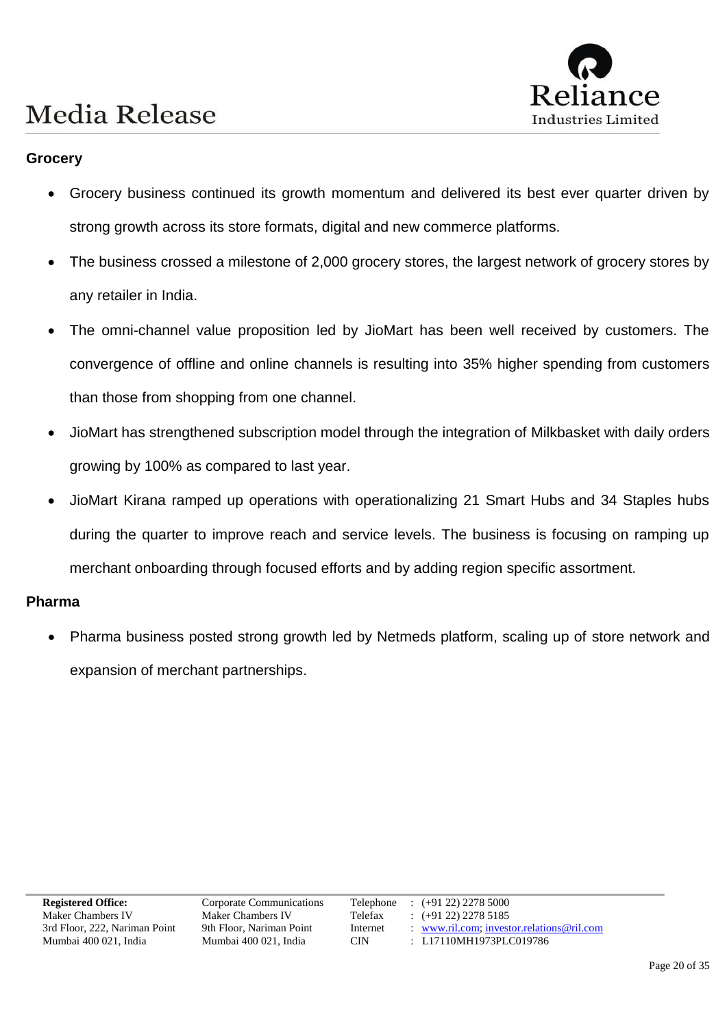**Grocery**

- Grocery business continued its growth momentum and delivered its best ever quarter driven by strong growth across its store formats, digital and new commerce platforms.
- The business crossed a milestone of 2,000 grocery stores, the largest network of grocery stores by any retailer in India.
- The omni-channel value proposition led by JioMart has been well received by customers. The convergence of offline and online channels is resulting into 35% higher spending from customers than those from shopping from one channel.
- JioMart has strengthened subscription model through the integration of Milkbasket with daily orders growing by 100% as compared to last year.
- JioMart Kirana ramped up operations with operationalizing 21 Smart Hubs and 34 Staples hubs during the quarter to improve reach and service levels. The business is focusing on ramping up merchant onboarding through focused efforts and by adding region specific assortment.

**Pharma**

- Pharma business posted strong growth led by Netmeds platform, scaling up of store network and expansion of merchant partnerships.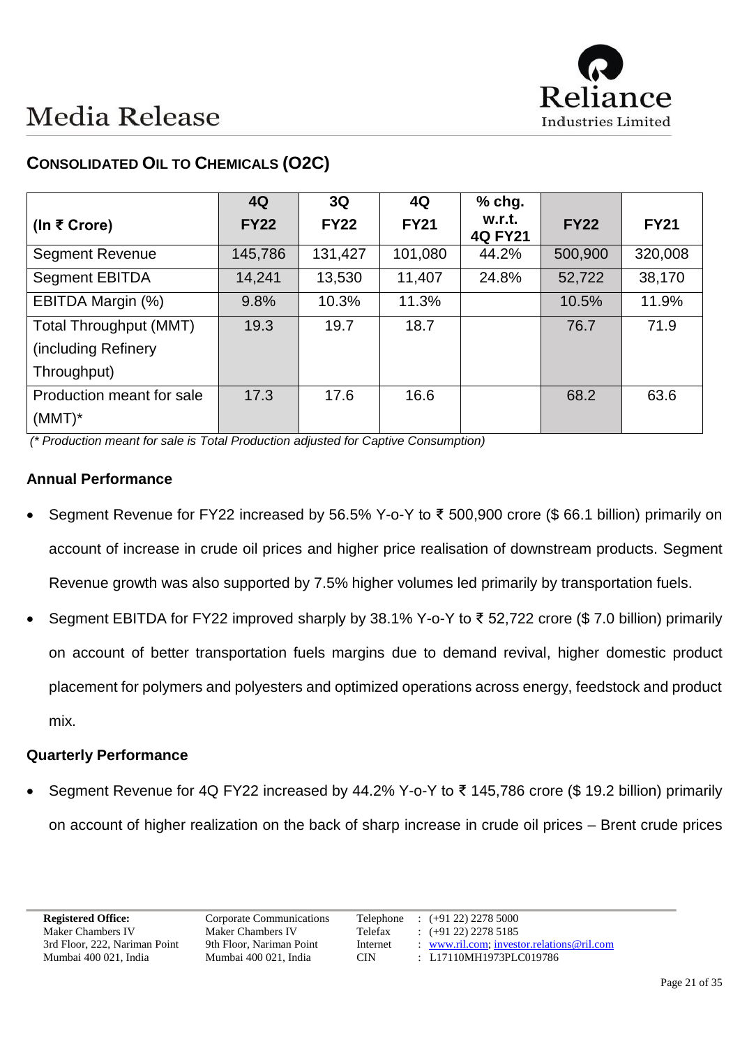# Media Release

## CONSOLIDATED OIL TO CHEMICALS (O2C)

| (In ₹ Crore) | 4Q FY22 | 3Q FY22 | 4Q FY21 | % chg. w.r.t. 4Q FY21 | FY22 | FY21 |
|---|---|---|---|---|---|---|
| Segment Revenue | 145,786 | 131,427 | 101,080 | 44.2% | 500,900 | 320,008 |
| Segment EBITDA | 14,241 | 13,530 | 11,407 | 24.8% | 52,722 | 38,170 |
| EBITDA Margin (%) | 9.8% | 10.3% | 11.3% | | 10.5% | 11.9% |
| Total Throughput (MMT) (including Refinery Throughput) | 19.3 | 19.7 | 18.7 | | 76.7 | 71.9 |
| Production meant for sale (MMT)* | 17.3 | 17.6 | 16.6 | | 68.2 | 63.6 |

*(* Production meant for sale is Total Production adjusted for Captive Consumption)*

### Annual Performance

- Segment Revenue for FY22 increased by 56.5% Y-o-Y to ₹ 500,900 crore ($ 66.1 billion) primarily on account of increase in crude oil prices and higher price realisation of downstream products. Segment Revenue growth was also supported by 7.5% higher volumes led primarily by transportation fuels.
- Segment EBITDA for FY22 improved sharply by 38.1% Y-o-Y to ₹ 52,722 crore ($ 7.0 billion) primarily on account of better transportation fuels margins due to demand revival, higher domestic product placement for polymers and polyesters and optimized operations across energy, feedstock and product mix.

### Quarterly Performance

- Segment Revenue for 4Q FY22 increased by 44.2% Y-o-Y to ₹ 145,786 crore ($ 19.2 billion) primarily on account of higher realization on the back of sharp increase in crude oil prices – Brent crude prices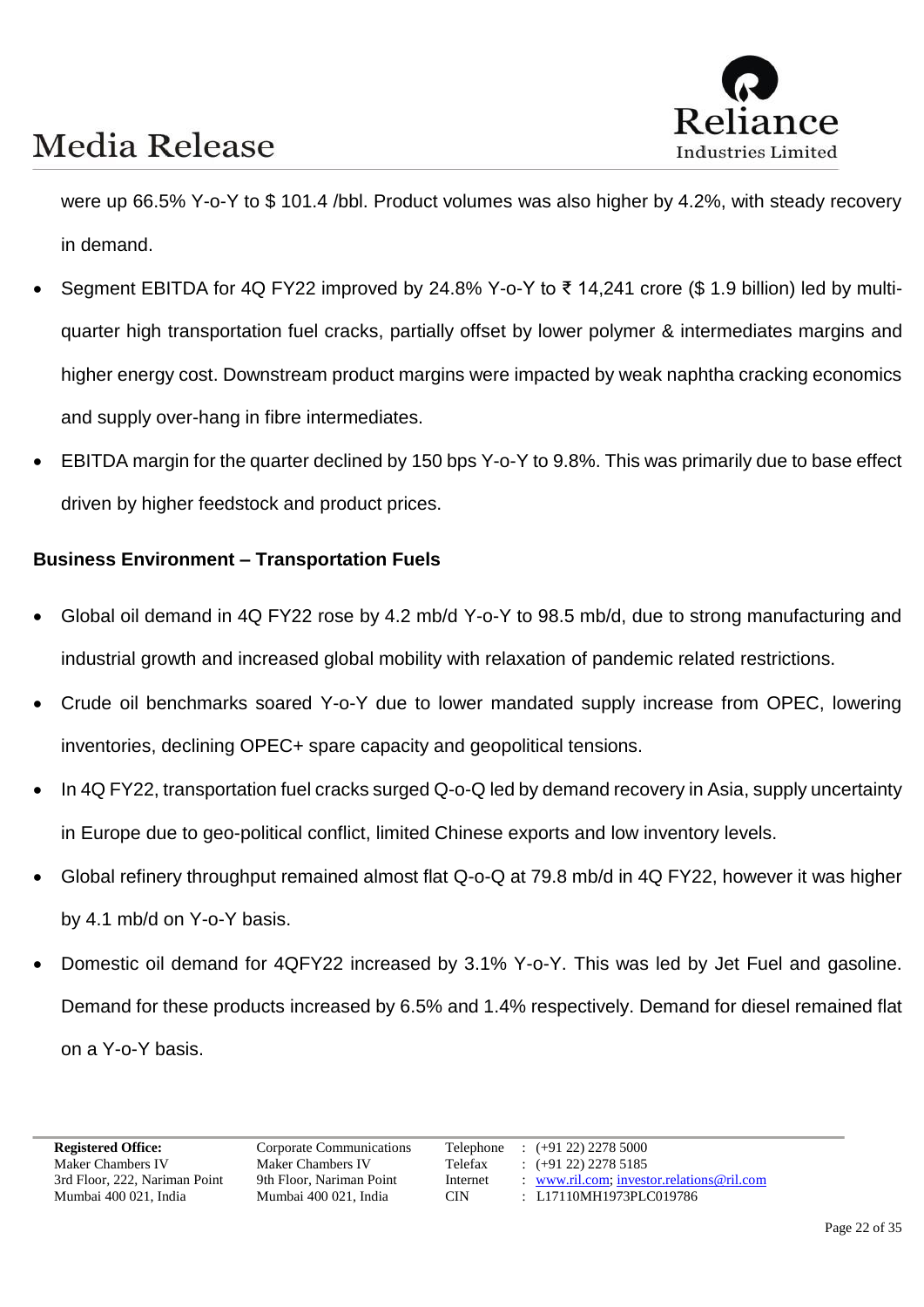were up 66.5% Y-o-Y to $ 101.4 /bbl. Product volumes was also higher by 4.2%, with steady recovery in demand.

- Segment EBITDA for 4Q FY22 improved by 24.8% Y-o-Y to ₹ 14,241 crore ($ 1.9 billion) led by multi-quarter high transportation fuel cracks, partially offset by lower polymer & intermediates margins and higher energy cost. Downstream product margins were impacted by weak naphtha cracking economics and supply over-hang in fibre intermediates.
- EBITDA margin for the quarter declined by 150 bps Y-o-Y to 9.8%. This was primarily due to base effect driven by higher feedstock and product prices.

**Business Environment – Transportation Fuels**

- Global oil demand in 4Q FY22 rose by 4.2 mb/d Y-o-Y to 98.5 mb/d, due to strong manufacturing and industrial growth and increased global mobility with relaxation of pandemic related restrictions.
- Crude oil benchmarks soared Y-o-Y due to lower mandated supply increase from OPEC, lowering inventories, declining OPEC+ spare capacity and geopolitical tensions.
- In 4Q FY22, transportation fuel cracks surged Q-o-Q led by demand recovery in Asia, supply uncertainty in Europe due to geo-political conflict, limited Chinese exports and low inventory levels.
- Global refinery throughput remained almost flat Q-o-Q at 79.8 mb/d in 4Q FY22, however it was higher by 4.1 mb/d on Y-o-Y basis.
- Domestic oil demand for 4QFY22 increased by 3.1% Y-o-Y. This was led by Jet Fuel and gasoline. Demand for these products increased by 6.5% and 1.4% respectively. Demand for diesel remained flat on a Y-o-Y basis.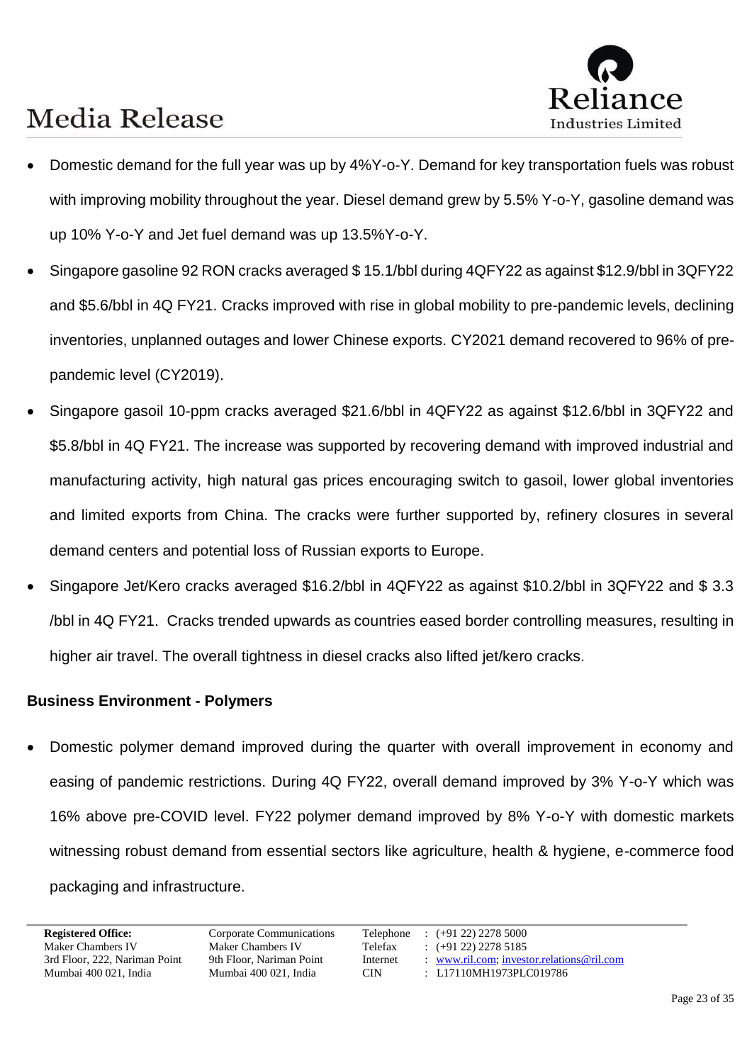- Domestic demand for the full year was up by 4%Y-o-Y. Demand for key transportation fuels was robust with improving mobility throughout the year. Diesel demand grew by 5.5% Y-o-Y, gasoline demand was up 10% Y-o-Y and Jet fuel demand was up 13.5%Y-o-Y.
- Singapore gasoline 92 RON cracks averaged $ 15.1/bbl during 4QFY22 as against $12.9/bbl in 3QFY22 and $5.6/bbl in 4Q FY21. Cracks improved with rise in global mobility to pre-pandemic levels, declining inventories, unplanned outages and lower Chinese exports. CY2021 demand recovered to 96% of pre-pandemic level (CY2019).
- Singapore gasoil 10-ppm cracks averaged $21.6/bbl in 4QFY22 as against $12.6/bbl in 3QFY22 and $5.8/bbl in 4Q FY21. The increase was supported by recovering demand with improved industrial and manufacturing activity, high natural gas prices encouraging switch to gasoil, lower global inventories and limited exports from China. The cracks were further supported by, refinery closures in several demand centers and potential loss of Russian exports to Europe.
- Singapore Jet/Kero cracks averaged $16.2/bbl in 4QFY22 as against $10.2/bbl in 3QFY22 and $ 3.3 /bbl in 4Q FY21. Cracks trended upwards as countries eased border controlling measures, resulting in higher air travel. The overall tightness in diesel cracks also lifted jet/kero cracks.

**Business Environment - Polymers**

- Domestic polymer demand improved during the quarter with overall improvement in economy and easing of pandemic restrictions. During 4Q FY22, overall demand improved by 3% Y-o-Y which was 16% above pre-COVID level. FY22 polymer demand improved by 8% Y-o-Y with domestic markets witnessing robust demand from essential sectors like agriculture, health & hygiene, e-commerce food packaging and infrastructure.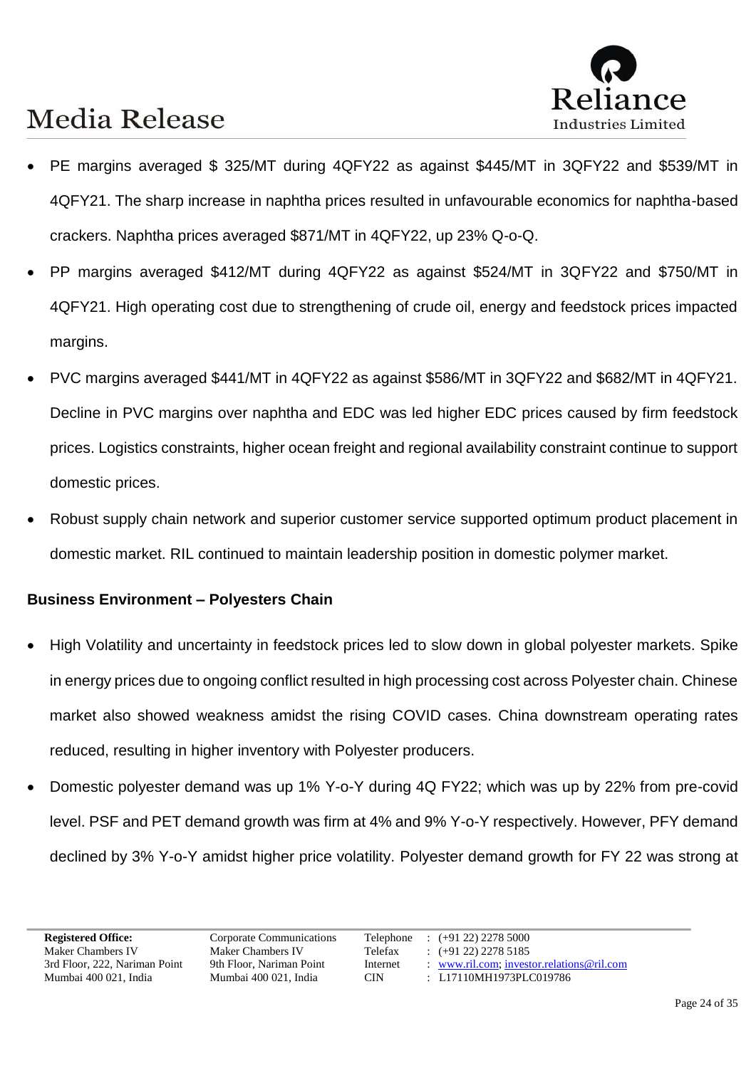- PE margins averaged $ 325/MT during 4QFY22 as against $445/MT in 3QFY22 and $539/MT in 4QFY21. The sharp increase in naphtha prices resulted in unfavourable economics for naphtha-based crackers. Naphtha prices averaged $871/MT in 4QFY22, up 23% Q-o-Q.
- PP margins averaged $412/MT during 4QFY22 as against $524/MT in 3QFY22 and $750/MT in 4QFY21. High operating cost due to strengthening of crude oil, energy and feedstock prices impacted margins.
- PVC margins averaged $441/MT in 4QFY22 as against $586/MT in 3QFY22 and $682/MT in 4QFY21. Decline in PVC margins over naphtha and EDC was led higher EDC prices caused by firm feedstock prices. Logistics constraints, higher ocean freight and regional availability constraint continue to support domestic prices.
- Robust supply chain network and superior customer service supported optimum product placement in domestic market. RIL continued to maintain leadership position in domestic polymer market.

**Business Environment – Polyesters Chain**

- High Volatility and uncertainty in feedstock prices led to slow down in global polyester markets. Spike in energy prices due to ongoing conflict resulted in high processing cost across Polyester chain. Chinese market also showed weakness amidst the rising COVID cases. China downstream operating rates reduced, resulting in higher inventory with Polyester producers.
- Domestic polyester demand was up 1% Y-o-Y during 4Q FY22; which was up by 22% from pre-covid level. PSF and PET demand growth was firm at 4% and 9% Y-o-Y respectively. However, PFY demand declined by 3% Y-o-Y amidst higher price volatility. Polyester demand growth for FY 22 was strong at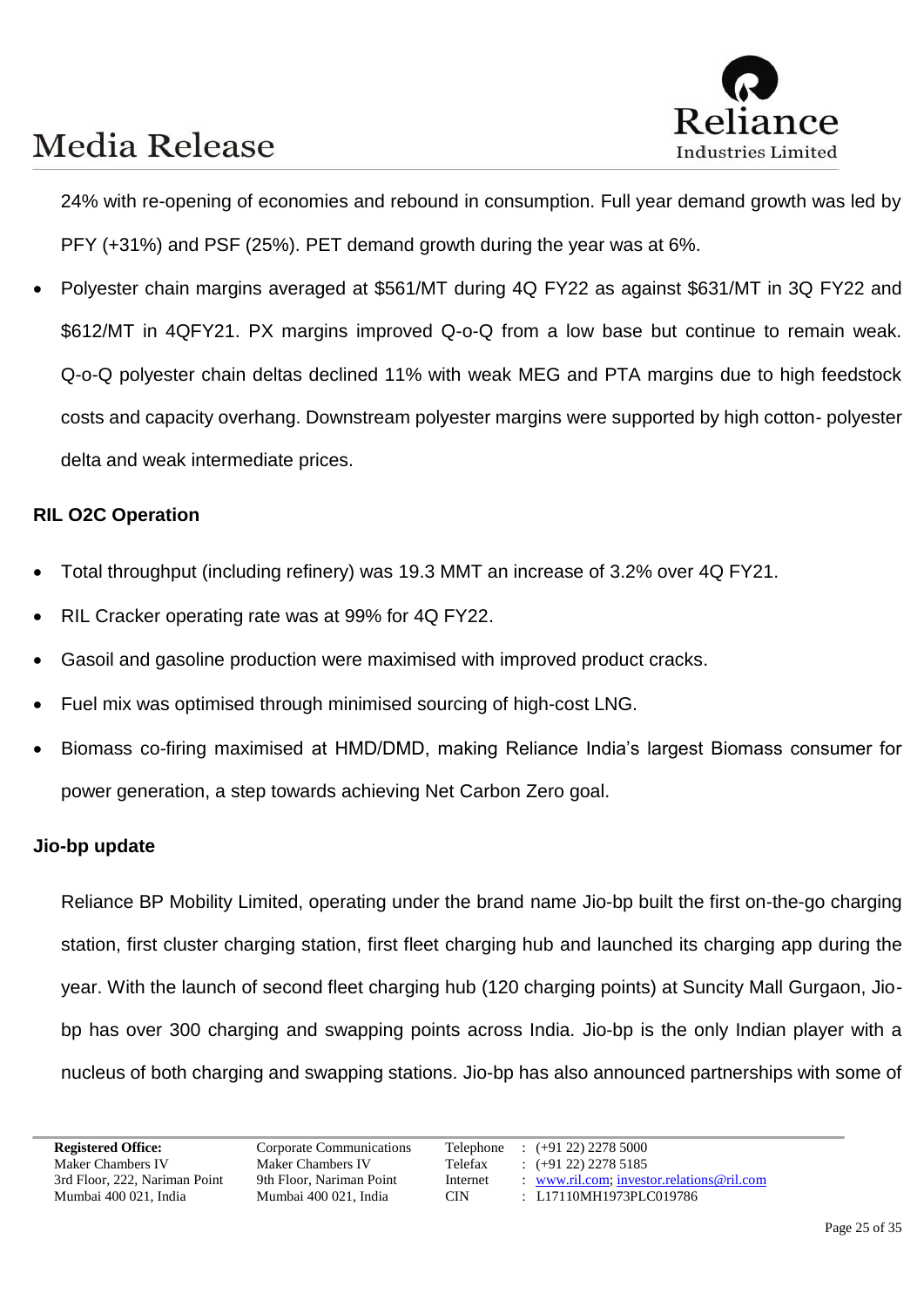24% with re-opening of economies and rebound in consumption. Full year demand growth was led by PFY (+31%) and PSF (25%). PET demand growth during the year was at 6%.

- Polyester chain margins averaged at $561/MT during 4Q FY22 as against $631/MT in 3Q FY22 and $612/MT in 4QFY21. PX margins improved Q-o-Q from a low base but continue to remain weak. Q-o-Q polyester chain deltas declined 11% with weak MEG and PTA margins due to high feedstock costs and capacity overhang. Downstream polyester margins were supported by high cotton- polyester delta and weak intermediate prices.

**RIL O2C Operation**

- Total throughput (including refinery) was 19.3 MMT an increase of 3.2% over 4Q FY21.
- RIL Cracker operating rate was at 99% for 4Q FY22.
- Gasoil and gasoline production were maximised with improved product cracks.
- Fuel mix was optimised through minimised sourcing of high-cost LNG.
- Biomass co-firing maximised at HMD/DMD, making Reliance India's largest Biomass consumer for power generation, a step towards achieving Net Carbon Zero goal.

**Jio-bp update**

Reliance BP Mobility Limited, operating under the brand name Jio-bp built the first on-the-go charging station, first cluster charging station, first fleet charging hub and launched its charging app during the year. With the launch of second fleet charging hub (120 charging points) at Suncity Mall Gurgaon, Jio-bp has over 300 charging and swapping points across India. Jio-bp is the only Indian player with a nucleus of both charging and swapping stations. Jio-bp has also announced partnerships with some of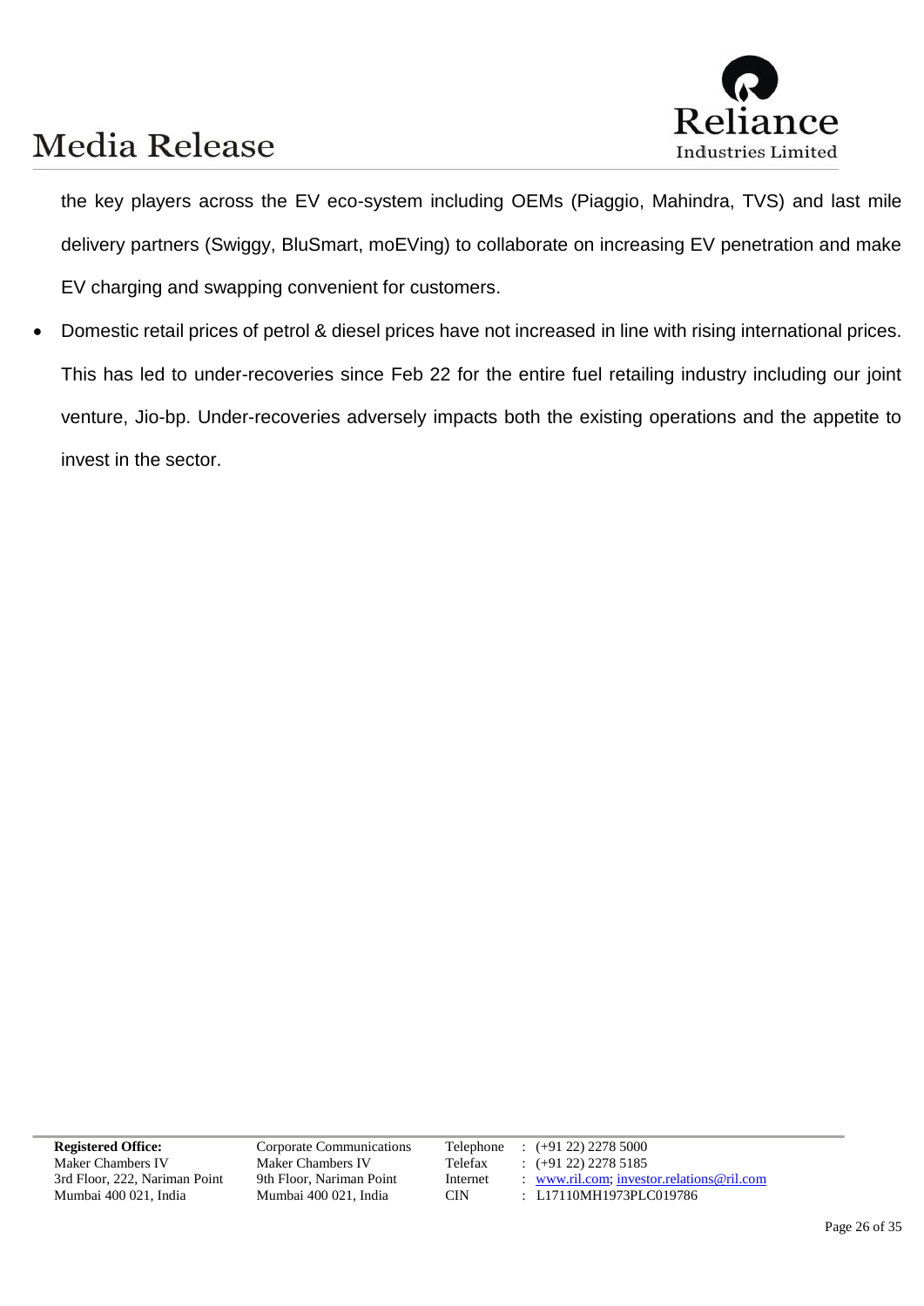the key players across the EV eco-system including OEMs (Piaggio, Mahindra, TVS) and last mile delivery partners (Swiggy, BluSmart, moEVing) to collaborate on increasing EV penetration and make EV charging and swapping convenient for customers.

- Domestic retail prices of petrol & diesel prices have not increased in line with rising international prices. This has led to under-recoveries since Feb 22 for the entire fuel retailing industry including our joint venture, Jio-bp. Under-recoveries adversely impacts both the existing operations and the appetite to invest in the sector.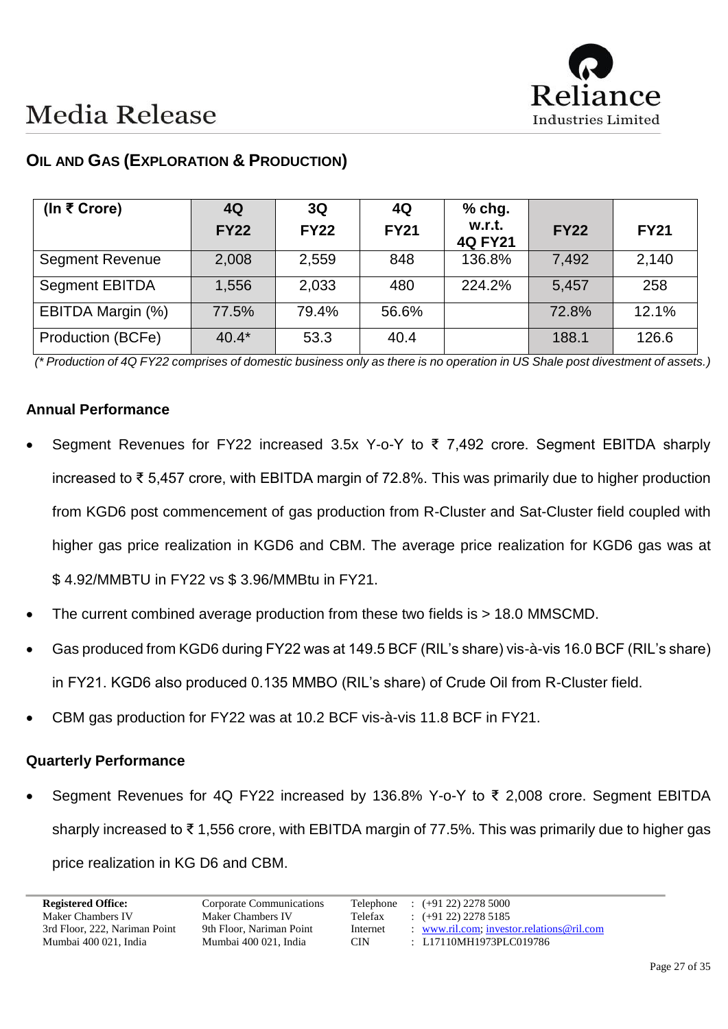## OIL AND GAS (EXPLORATION & PRODUCTION)

| (In ₹ Crore) | 4Q FY22 | 3Q FY22 | 4Q FY21 | % chg. w.r.t. 4Q FY21 | FY22 | FY21 |
|---|---|---|---|---|---|---|
| Segment Revenue | 2,008 | 2,559 | 848 | 136.8% | 7,492 | 2,140 |
| Segment EBITDA | 1,556 | 2,033 | 480 | 224.2% | 5,457 | 258 |
| EBITDA Margin (%) | 77.5% | 79.4% | 56.6% | | 72.8% | 12.1% |
| Production (BCFe) | 40.4* | 53.3 | 40.4 | | 188.1 | 126.6 |

*(* Production of 4Q FY22 comprises of domestic business only as there is no operation in US Shale post divestment of assets.)*

### Annual Performance

- Segment Revenues for FY22 increased 3.5x Y-o-Y to ₹ 7,492 crore. Segment EBITDA sharply increased to ₹ 5,457 crore, with EBITDA margin of 72.8%. This was primarily due to higher production from KGD6 post commencement of gas production from R-Cluster and Sat-Cluster field coupled with higher gas price realization in KGD6 and CBM. The average price realization for KGD6 gas was at $ 4.92/MMBTU in FY22 vs $ 3.96/MMBtu in FY21.
- The current combined average production from these two fields is > 18.0 MMSCMD.
- Gas produced from KGD6 during FY22 was at 149.5 BCF (RIL's share) vis-à-vis 16.0 BCF (RIL's share) in FY21. KGD6 also produced 0.135 MMBO (RIL's share) of Crude Oil from R-Cluster field.
- CBM gas production for FY22 was at 10.2 BCF vis-à-vis 11.8 BCF in FY21.

### Quarterly Performance

- Segment Revenues for 4Q FY22 increased by 136.8% Y-o-Y to ₹ 2,008 crore. Segment EBITDA sharply increased to ₹ 1,556 crore, with EBITDA margin of 77.5%. This was primarily due to higher gas price realization in KG D6 and CBM.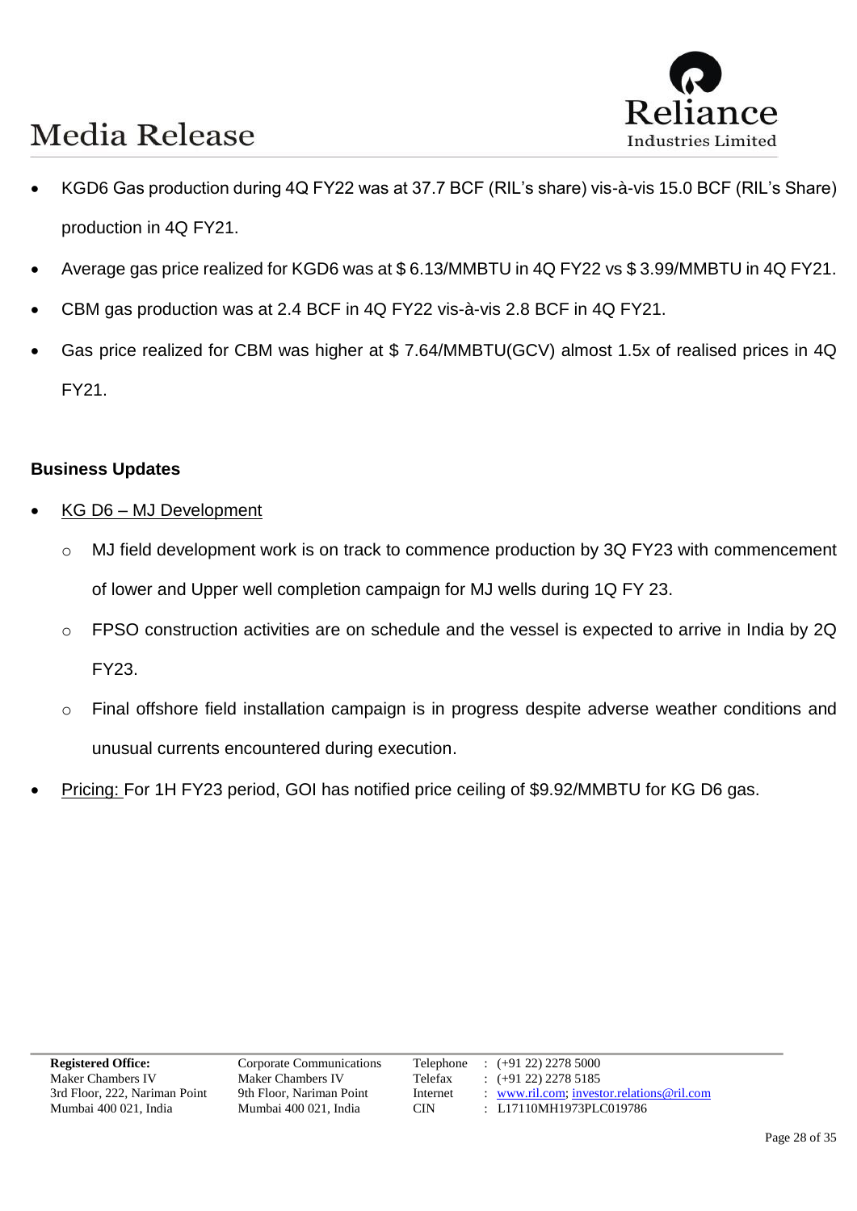- KGD6 Gas production during 4Q FY22 was at 37.7 BCF (RIL's share) vis-à-vis 15.0 BCF (RIL's Share) production in 4Q FY21.
- Average gas price realized for KGD6 was at $ 6.13/MMBTU in 4Q FY22 vs $ 3.99/MMBTU in 4Q FY21.
- CBM gas production was at 2.4 BCF in 4Q FY22 vis-à-vis 2.8 BCF in 4Q FY21.
- Gas price realized for CBM was higher at $ 7.64/MMBTU(GCV) almost 1.5x of realised prices in 4Q FY21.

**Business Updates**

- <u>KG D6 – MJ Development</u>
  - MJ field development work is on track to commence production by 3Q FY23 with commencement of lower and Upper well completion campaign for MJ wells during 1Q FY 23.
  - FPSO construction activities are on schedule and the vessel is expected to arrive in India by 2Q FY23.
  - Final offshore field installation campaign is in progress despite adverse weather conditions and unusual currents encountered during execution.
- <u>Pricing:</u> For 1H FY23 period, GOI has notified price ceiling of $9.92/MMBTU for KG D6 gas.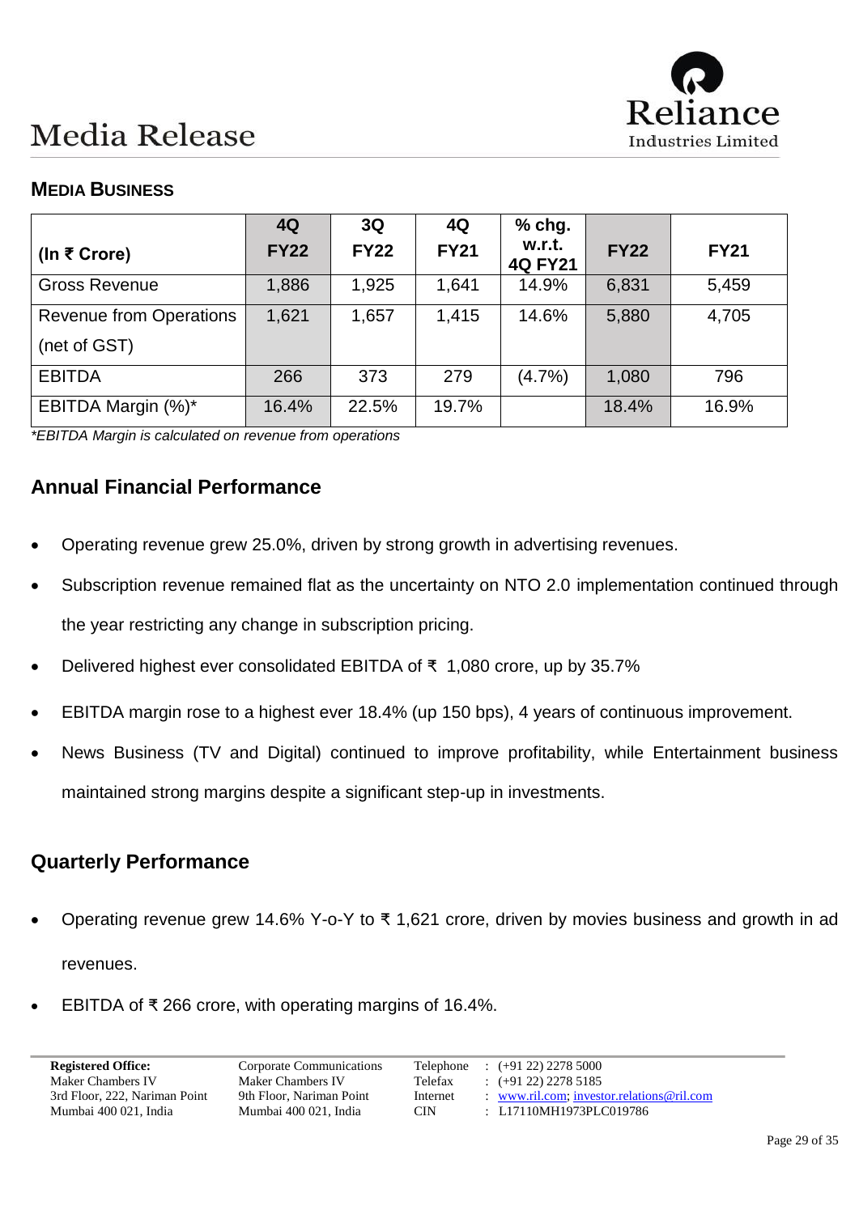## MEDIA BUSINESS

| (In ₹ Crore) | 4Q FY22 | 3Q FY22 | 4Q FY21 | % chg. w.r.t. 4Q FY21 | FY22 | FY21 |
|---|---|---|---|---|---|---|
| Gross Revenue | 1,886 | 1,925 | 1,641 | 14.9% | 6,831 | 5,459 |
| Revenue from Operations (net of GST) | 1,621 | 1,657 | 1,415 | 14.6% | 5,880 | 4,705 |
| EBITDA | 266 | 373 | 279 | (4.7%) | 1,080 | 796 |
| EBITDA Margin (%)* | 16.4% | 22.5% | 19.7% | | 18.4% | 16.9% |

*\*EBITDA Margin is calculated on revenue from operations*

## Annual Financial Performance

- Operating revenue grew 25.0%, driven by strong growth in advertising revenues.
- Subscription revenue remained flat as the uncertainty on NTO 2.0 implementation continued through the year restricting any change in subscription pricing.
- Delivered highest ever consolidated EBITDA of ₹ 1,080 crore, up by 35.7%
- EBITDA margin rose to a highest ever 18.4% (up 150 bps), 4 years of continuous improvement.
- News Business (TV and Digital) continued to improve profitability, while Entertainment business maintained strong margins despite a significant step-up in investments.

## Quarterly Performance

- Operating revenue grew 14.6% Y-o-Y to ₹ 1,621 crore, driven by movies business and growth in ad revenues.
- EBITDA of ₹ 266 crore, with operating margins of 16.4%.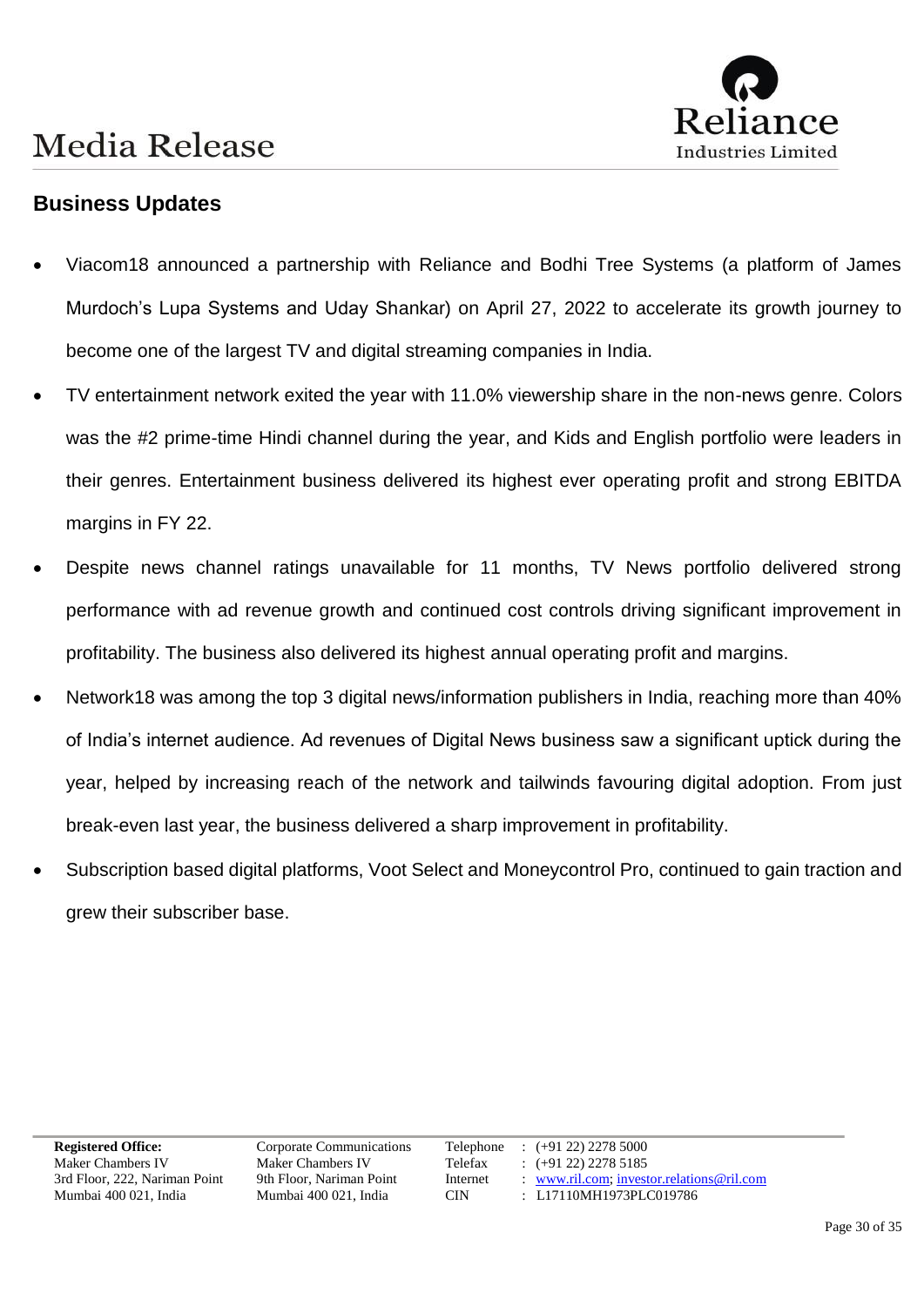## Business Updates

- Viacom18 announced a partnership with Reliance and Bodhi Tree Systems (a platform of James Murdoch's Lupa Systems and Uday Shankar) on April 27, 2022 to accelerate its growth journey to become one of the largest TV and digital streaming companies in India.
- TV entertainment network exited the year with 11.0% viewership share in the non-news genre. Colors was the #2 prime-time Hindi channel during the year, and Kids and English portfolio were leaders in their genres. Entertainment business delivered its highest ever operating profit and strong EBITDA margins in FY 22.
- Despite news channel ratings unavailable for 11 months, TV News portfolio delivered strong performance with ad revenue growth and continued cost controls driving significant improvement in profitability. The business also delivered its highest annual operating profit and margins.
- Network18 was among the top 3 digital news/information publishers in India, reaching more than 40% of India's internet audience. Ad revenues of Digital News business saw a significant uptick during the year, helped by increasing reach of the network and tailwinds favouring digital adoption. From just break-even last year, the business delivered a sharp improvement in profitability.
- Subscription based digital platforms, Voot Select and Moneycontrol Pro, continued to gain traction and grew their subscriber base.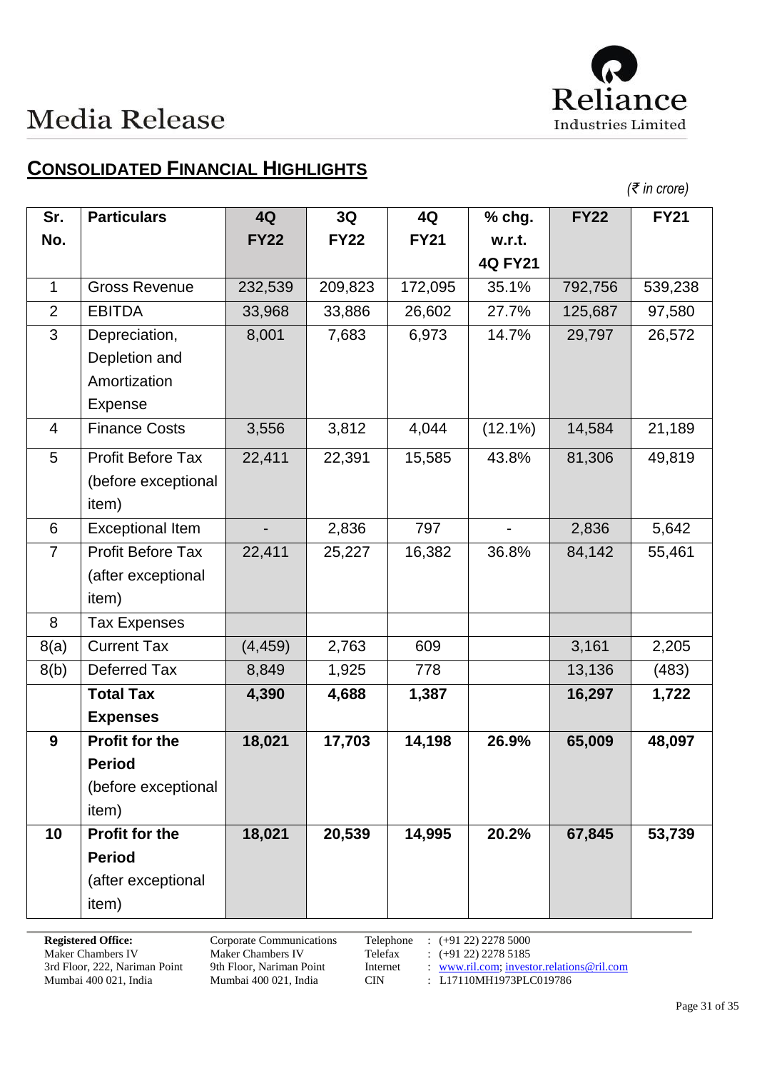Media Release

## CONSOLIDATED FINANCIAL HIGHLIGHTS

*(₹ in crore)*

| Sr. No. | Particulars | 4Q FY22 | 3Q FY22 | 4Q FY21 | % chg. w.r.t. 4Q FY21 | FY22 | FY21 |
|---|---|---|---|---|---|---|---|
| 1 | Gross Revenue | 232,539 | 209,823 | 172,095 | 35.1% | 792,756 | 539,238 |
| 2 | EBITDA | 33,968 | 33,886 | 26,602 | 27.7% | 125,687 | 97,580 |
| 3 | Depreciation, Depletion and Amortization Expense | 8,001 | 7,683 | 6,973 | 14.7% | 29,797 | 26,572 |
| 4 | Finance Costs | 3,556 | 3,812 | 4,044 | (12.1%) | 14,584 | 21,189 |
| 5 | Profit Before Tax (before exceptional item) | 22,411 | 22,391 | 15,585 | 43.8% | 81,306 | 49,819 |
| 6 | Exceptional Item | - | 2,836 | 797 | - | 2,836 | 5,642 |
| 7 | Profit Before Tax (after exceptional item) | 22,411 | 25,227 | 16,382 | 36.8% | 84,142 | 55,461 |
| 8 | Tax Expenses | | | | | | |
| 8(a) | Current Tax | (4,459) | 2,763 | 609 | | 3,161 | 2,205 |
| 8(b) | Deferred Tax | 8,849 | 1,925 | 778 | | 13,136 | (483) |
| | **Total Tax Expenses** | **4,390** | **4,688** | **1,387** | | **16,297** | **1,722** |
| **9** | **Profit for the Period** (before exceptional item) | **18,021** | **17,703** | **14,198** | **26.9%** | **65,009** | **48,097** |
| **10** | **Profit for the Period** (after exceptional item) | **18,021** | **20,539** | **14,995** | **20.2%** | **67,845** | **53,739** |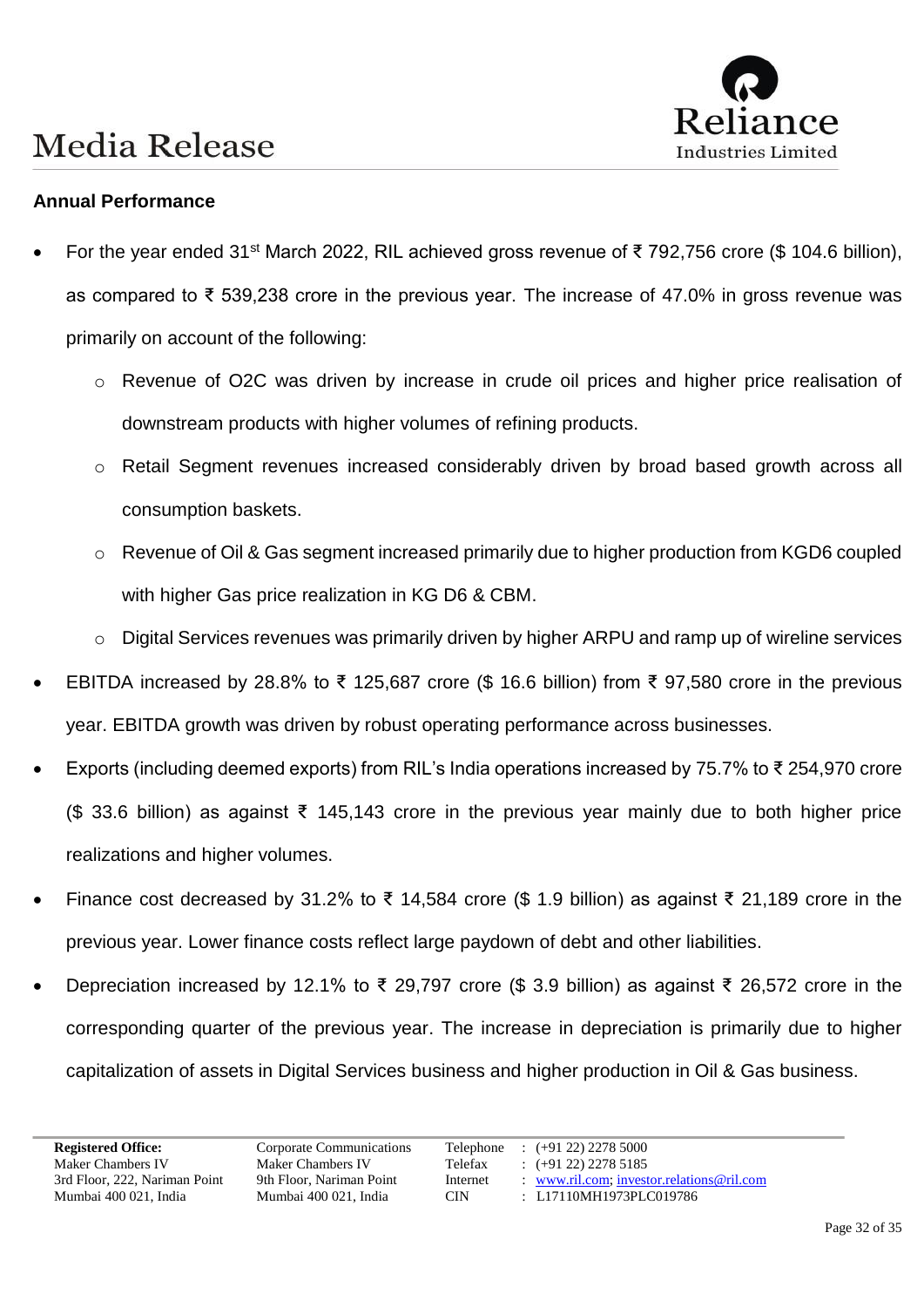# Media Release

**Annual Performance**

- For the year ended 31st March 2022, RIL achieved gross revenue of ₹ 792,756 crore ($ 104.6 billion), as compared to ₹ 539,238 crore in the previous year. The increase of 47.0% in gross revenue was primarily on account of the following:
  - Revenue of O2C was driven by increase in crude oil prices and higher price realisation of downstream products with higher volumes of refining products.
  - Retail Segment revenues increased considerably driven by broad based growth across all consumption baskets.
  - Revenue of Oil & Gas segment increased primarily due to higher production from KGD6 coupled with higher Gas price realization in KG D6 & CBM.
  - Digital Services revenues was primarily driven by higher ARPU and ramp up of wireline services
- EBITDA increased by 28.8% to ₹ 125,687 crore ($ 16.6 billion) from ₹ 97,580 crore in the previous year. EBITDA growth was driven by robust operating performance across businesses.
- Exports (including deemed exports) from RIL's India operations increased by 75.7% to ₹ 254,970 crore ($ 33.6 billion) as against ₹ 145,143 crore in the previous year mainly due to both higher price realizations and higher volumes.
- Finance cost decreased by 31.2% to ₹ 14,584 crore ($ 1.9 billion) as against ₹ 21,189 crore in the previous year. Lower finance costs reflect large paydown of debt and other liabilities.
- Depreciation increased by 12.1% to ₹ 29,797 crore ($ 3.9 billion) as against ₹ 26,572 crore in the corresponding quarter of the previous year. The increase in depreciation is primarily due to higher capitalization of assets in Digital Services business and higher production in Oil & Gas business.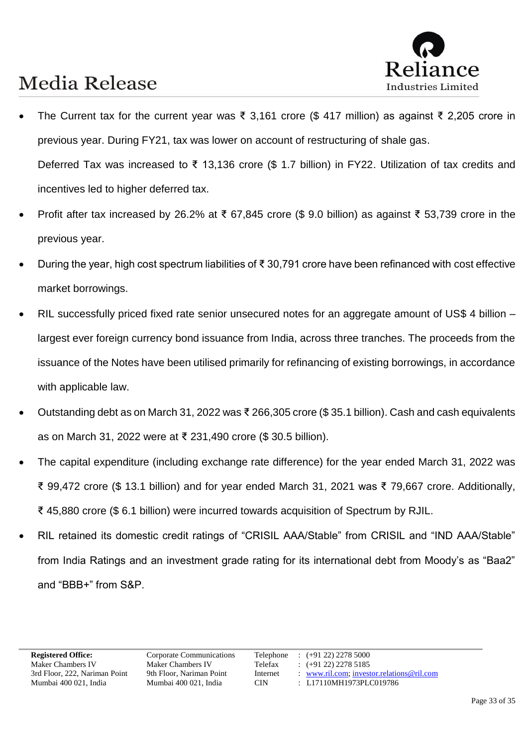- The Current tax for the current year was ₹ 3,161 crore ($ 417 million) as against ₹ 2,205 crore in previous year. During FY21, tax was lower on account of restructuring of shale gas.

  Deferred Tax was increased to ₹ 13,136 crore ($ 1.7 billion) in FY22. Utilization of tax credits and incentives led to higher deferred tax.
- Profit after tax increased by 26.2% at ₹ 67,845 crore ($ 9.0 billion) as against ₹ 53,739 crore in the previous year.
- During the year, high cost spectrum liabilities of ₹ 30,791 crore have been refinanced with cost effective market borrowings.
- RIL successfully priced fixed rate senior unsecured notes for an aggregate amount of US$ 4 billion – largest ever foreign currency bond issuance from India, across three tranches. The proceeds from the issuance of the Notes have been utilised primarily for refinancing of existing borrowings, in accordance with applicable law.
- Outstanding debt as on March 31, 2022 was ₹ 266,305 crore ($ 35.1 billion). Cash and cash equivalents as on March 31, 2022 were at ₹ 231,490 crore ($ 30.5 billion).
- The capital expenditure (including exchange rate difference) for the year ended March 31, 2022 was ₹ 99,472 crore ($ 13.1 billion) and for year ended March 31, 2021 was ₹ 79,667 crore. Additionally, ₹ 45,880 crore ($ 6.1 billion) were incurred towards acquisition of Spectrum by RJIL.
- RIL retained its domestic credit ratings of "CRISIL AAA/Stable" from CRISIL and "IND AAA/Stable" from India Ratings and an investment grade rating for its international debt from Moody's as "Baa2" and "BBB+" from S&P.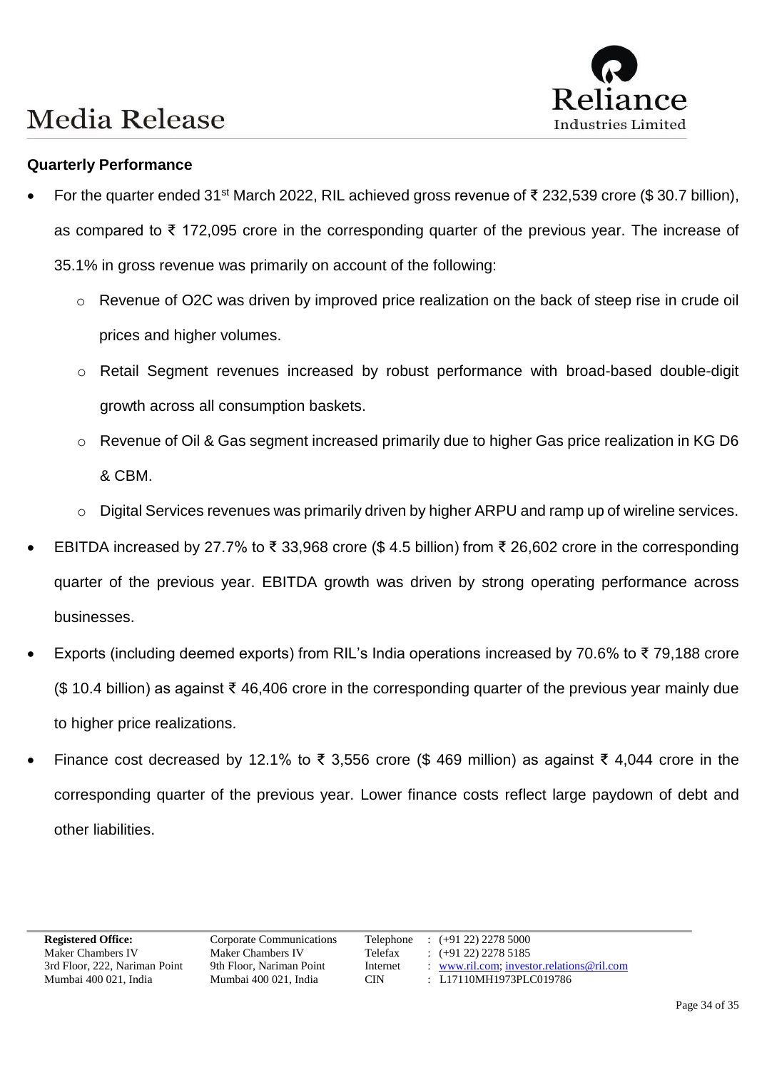## Quarterly Performance

- For the quarter ended 31st March 2022, RIL achieved gross revenue of ₹ 232,539 crore ($ 30.7 billion), as compared to ₹ 172,095 crore in the corresponding quarter of the previous year. The increase of 35.1% in gross revenue was primarily on account of the following:
  - Revenue of O2C was driven by improved price realization on the back of steep rise in crude oil prices and higher volumes.
  - Retail Segment revenues increased by robust performance with broad-based double-digit growth across all consumption baskets.
  - Revenue of Oil & Gas segment increased primarily due to higher Gas price realization in KG D6 & CBM.
  - Digital Services revenues was primarily driven by higher ARPU and ramp up of wireline services.
- EBITDA increased by 27.7% to ₹ 33,968 crore ($ 4.5 billion) from ₹ 26,602 crore in the corresponding quarter of the previous year. EBITDA growth was driven by strong operating performance across businesses.
- Exports (including deemed exports) from RIL's India operations increased by 70.6% to ₹ 79,188 crore ($ 10.4 billion) as against ₹ 46,406 crore in the corresponding quarter of the previous year mainly due to higher price realizations.
- Finance cost decreased by 12.1% to ₹ 3,556 crore ($ 469 million) as against ₹ 4,044 crore in the corresponding quarter of the previous year. Lower finance costs reflect large paydown of debt and other liabilities.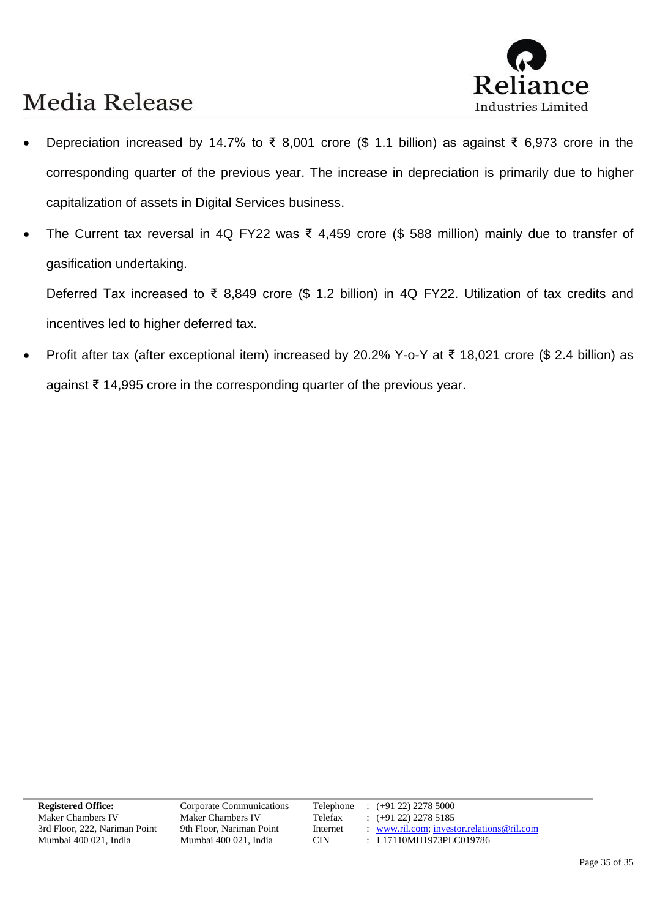- Depreciation increased by 14.7% to ₹ 8,001 crore ($ 1.1 billion) as against ₹ 6,973 crore in the corresponding quarter of the previous year. The increase in depreciation is primarily due to higher capitalization of assets in Digital Services business.
- The Current tax reversal in 4Q FY22 was ₹ 4,459 crore ($ 588 million) mainly due to transfer of gasification undertaking.

  Deferred Tax increased to ₹ 8,849 crore ($ 1.2 billion) in 4Q FY22. Utilization of tax credits and incentives led to higher deferred tax.
- Profit after tax (after exceptional item) increased by 20.2% Y-o-Y at ₹ 18,021 crore ($ 2.4 billion) as against ₹ 14,995 crore in the corresponding quarter of the previous year.